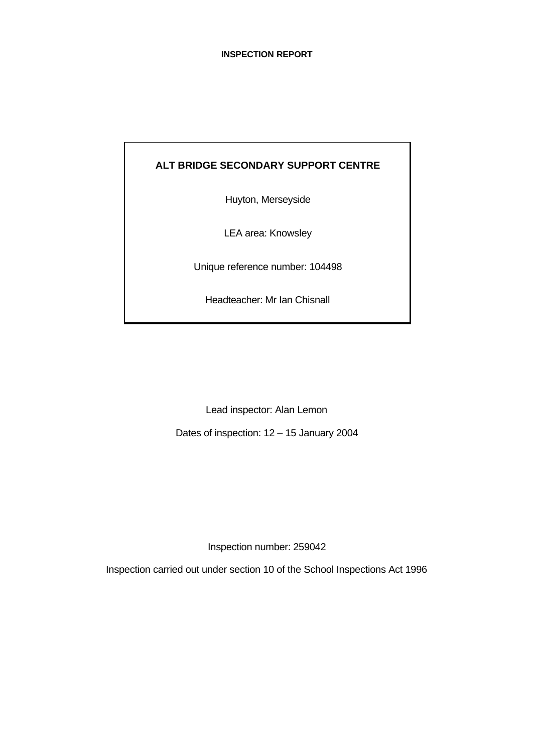**INSPECTION REPORT**

**ALT BRIDGE SECONDARY SUPPORT CENTRE**

Huyton, Merseyside

LEA area: Knowsley

Unique reference number: 104498

Headteacher: Mr Ian Chisnall

Lead inspector: Alan Lemon

Dates of inspection: 12 – 15 January 2004

Inspection number: 259042

Inspection carried out under section 10 of the School Inspections Act 1996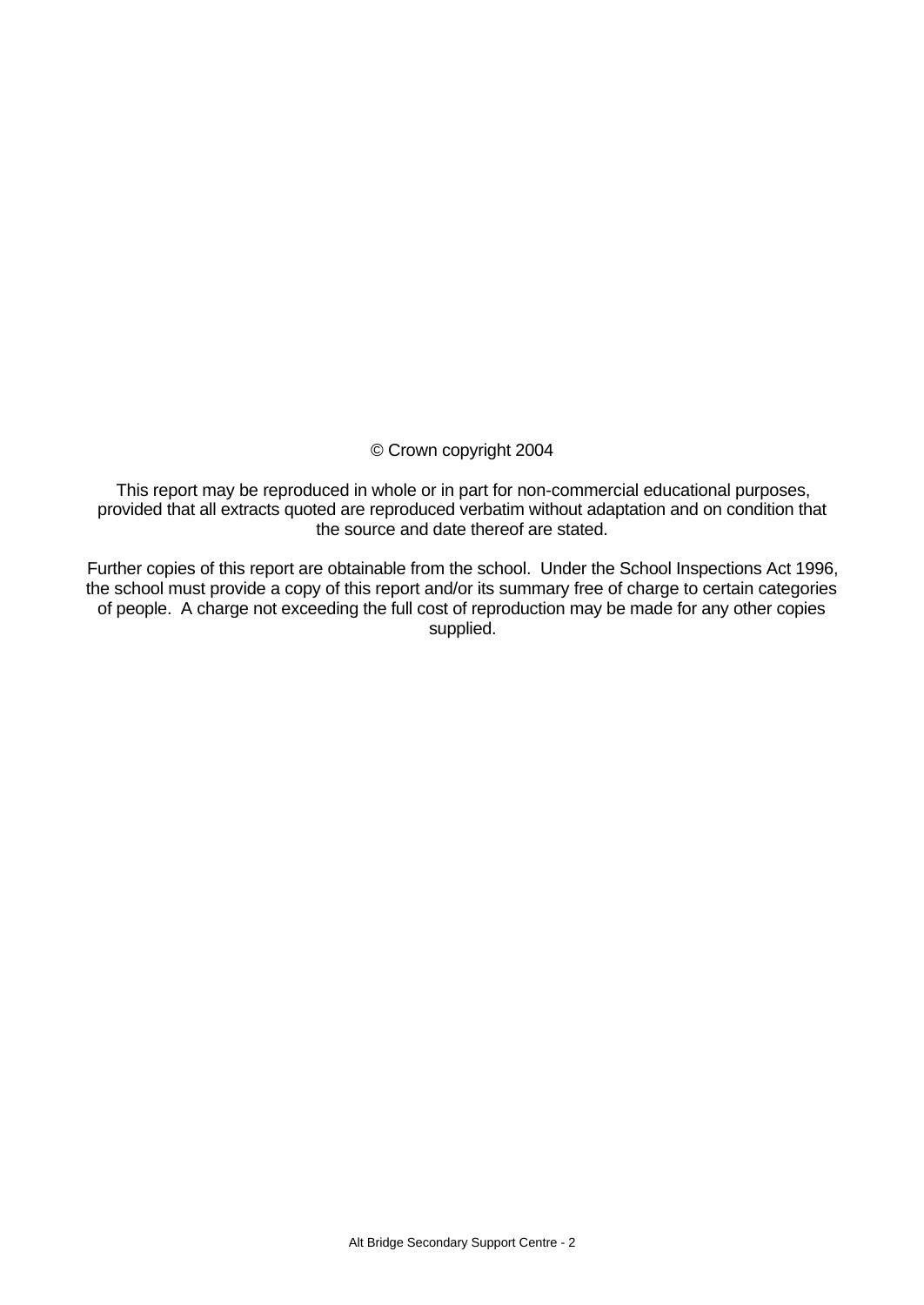© Crown copyright 2004

This report may be reproduced in whole or in part for non-commercial educational purposes, provided that all extracts quoted are reproduced verbatim without adaptation and on condition that the source and date thereof are stated.

Further copies of this report are obtainable from the school. Under the School Inspections Act 1996, the school must provide a copy of this report and/or its summary free of charge to certain categories of people. A charge not exceeding the full cost of reproduction may be made for any other copies supplied.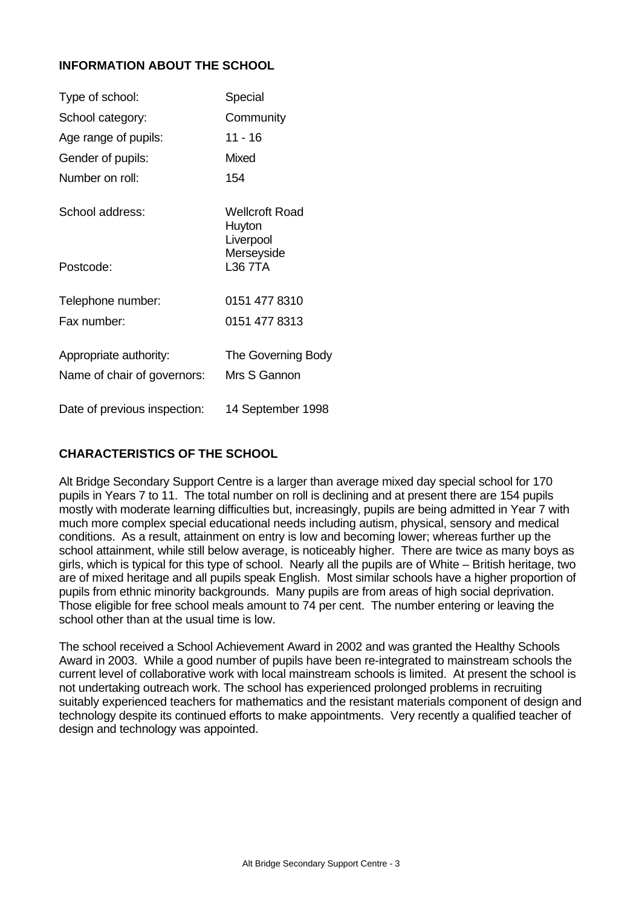## INFORMATION ABOUT THE SCHOOL

| | |
|---|---|
| Type of school: | Special |
| School category: | Community |
| Age range of pupils: | 11 - 16 |
| Gender of pupils: | Mixed |
| Number on roll: | 154 |
| School address: | Wellcroft Road<br>Huyton<br>Liverpool<br>Merseyside |
| Postcode: | L36 7TA |
| Telephone number: | 0151 477 8310 |
| Fax number: | 0151 477 8313 |
| Appropriate authority: | The Governing Body |
| Name of chair of governors: | Mrs S Gannon |
| Date of previous inspection: | 14 September 1998 |

## CHARACTERISTICS OF THE SCHOOL

Alt Bridge Secondary Support Centre is a larger than average mixed day special school for 170 pupils in Years 7 to 11. The total number on roll is declining and at present there are 154 pupils mostly with moderate learning difficulties but, increasingly, pupils are being admitted in Year 7 with much more complex special educational needs including autism, physical, sensory and medical conditions. As a result, attainment on entry is low and becoming lower; whereas further up the school attainment, while still below average, is noticeably higher. There are twice as many boys as girls, which is typical for this type of school. Nearly all the pupils are of White – British heritage, two are of mixed heritage and all pupils speak English. Most similar schools have a higher proportion of pupils from ethnic minority backgrounds. Many pupils are from areas of high social deprivation. Those eligible for free school meals amount to 74 per cent. The number entering or leaving the school other than at the usual time is low.

The school received a School Achievement Award in 2002 and was granted the Healthy Schools Award in 2003. While a good number of pupils have been re-integrated to mainstream schools the current level of collaborative work with local mainstream schools is limited. At present the school is not undertaking outreach work. The school has experienced prolonged problems in recruiting suitably experienced teachers for mathematics and the resistant materials component of design and technology despite its continued efforts to make appointments. Very recently a qualified teacher of design and technology was appointed.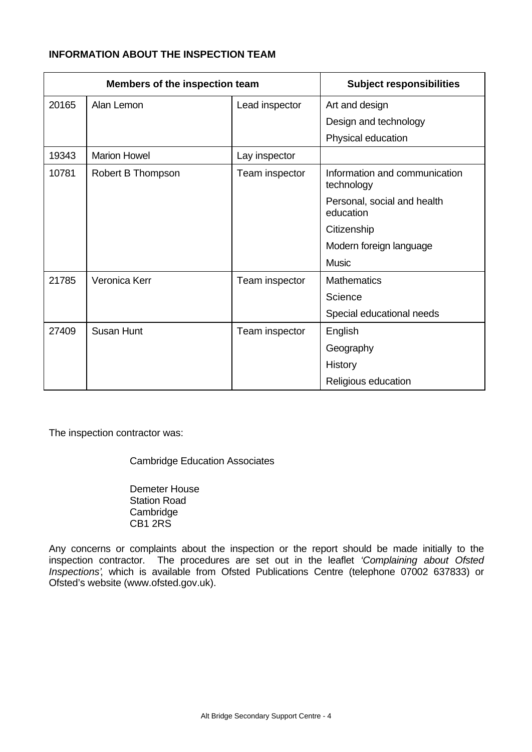**INFORMATION ABOUT THE INSPECTION TEAM**

| Members of the inspection team | | | Subject responsibilities |
|---|---|---|---|
| 20165 | Alan Lemon | Lead inspector | Art and design<br>Design and technology<br>Physical education |
| 19343 | Marion Howel | Lay inspector | |
| 10781 | Robert B Thompson | Team inspector | Information and communication technology<br>Personal, social and health education<br>Citizenship<br>Modern foreign language<br>Music |
| 21785 | Veronica Kerr | Team inspector | Mathematics<br>Science<br>Special educational needs |
| 27409 | Susan Hunt | Team inspector | English<br>Geography<br>History<br>Religious education |

The inspection contractor was:

Cambridge Education Associates

Demeter House
Station Road
Cambridge
CB1 2RS

Any concerns or complaints about the inspection or the report should be made initially to the inspection contractor. The procedures are set out in the leaflet *'Complaining about Ofsted Inspections'*, which is available from Ofsted Publications Centre (telephone 07002 637833) or Ofsted's website (www.ofsted.gov.uk).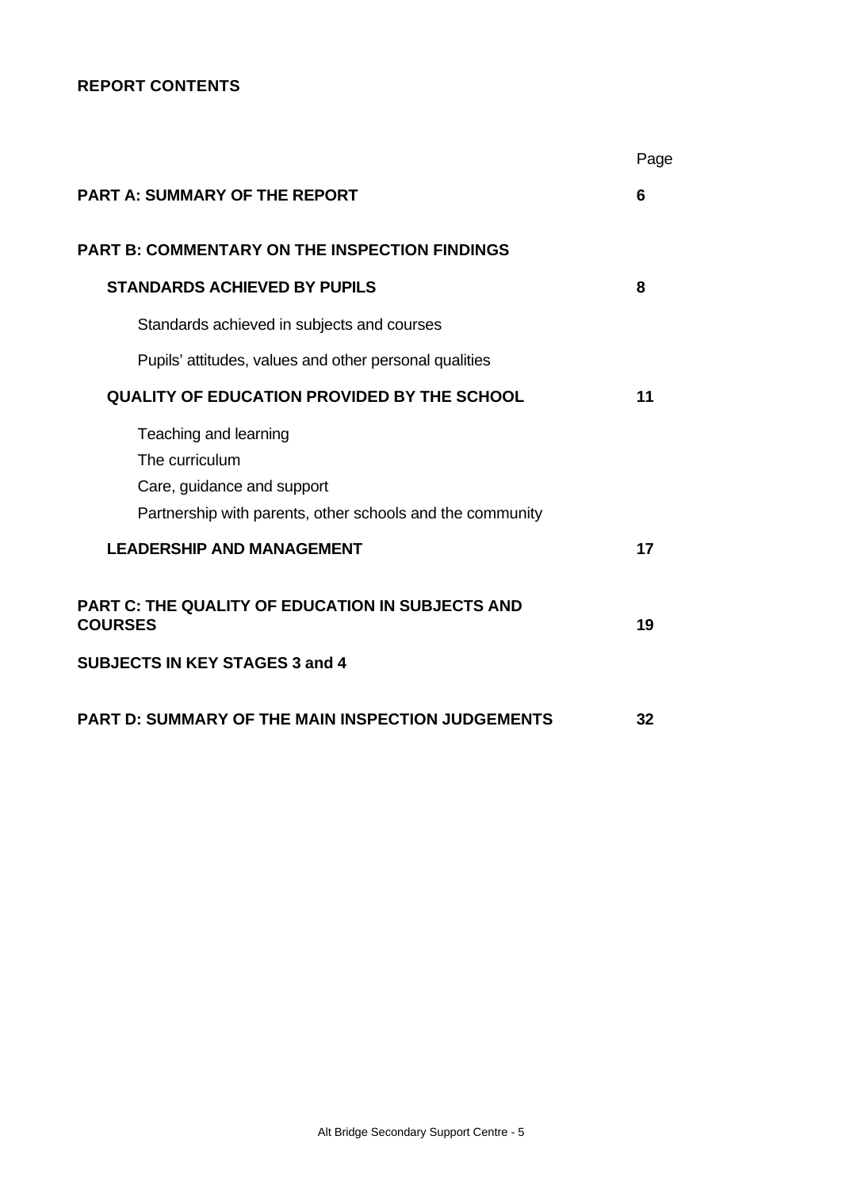**REPORT CONTENTS**

| | Page |
|---|---|
| **PART A: SUMMARY OF THE REPORT** | **6** |
| **PART B: COMMENTARY ON THE INSPECTION FINDINGS** | |
| **STANDARDS ACHIEVED BY PUPILS** | **8** |
| Standards achieved in subjects and courses | |
| Pupils' attitudes, values and other personal qualities | |
| **QUALITY OF EDUCATION PROVIDED BY THE SCHOOL** | **11** |
| Teaching and learning | |
| The curriculum | |
| Care, guidance and support | |
| Partnership with parents, other schools and the community | |
| **LEADERSHIP AND MANAGEMENT** | **17** |
| **PART C: THE QUALITY OF EDUCATION IN SUBJECTS AND COURSES** | **19** |
| **SUBJECTS IN KEY STAGES 3 and 4** | |
| **PART D: SUMMARY OF THE MAIN INSPECTION JUDGEMENTS** | **32** |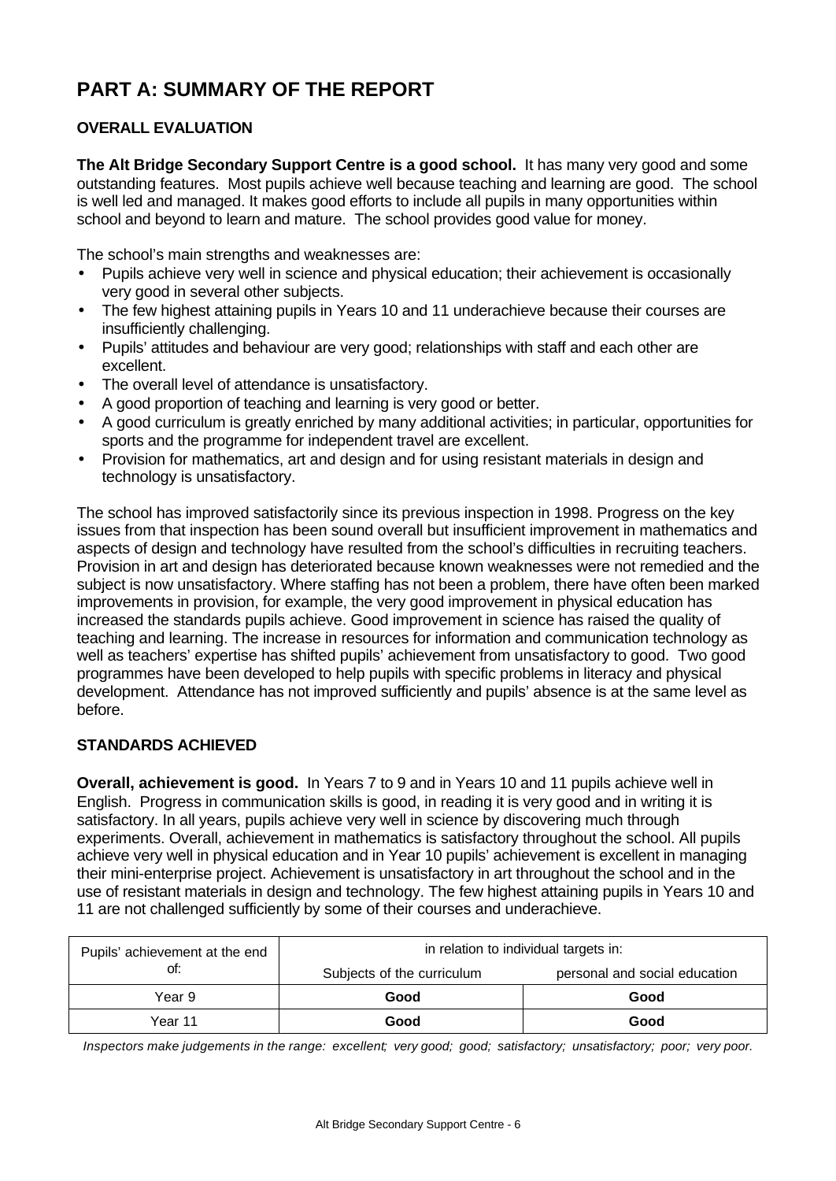# PART A: SUMMARY OF THE REPORT

## OVERALL EVALUATION

**The Alt Bridge Secondary Support Centre is a good school.** It has many very good and some outstanding features. Most pupils achieve well because teaching and learning are good. The school is well led and managed. It makes good efforts to include all pupils in many opportunities within school and beyond to learn and mature. The school provides good value for money.

The school's main strengths and weaknesses are:

- Pupils achieve very well in science and physical education; their achievement is occasionally very good in several other subjects.
- The few highest attaining pupils in Years 10 and 11 underachieve because their courses are insufficiently challenging.
- Pupils' attitudes and behaviour are very good; relationships with staff and each other are excellent.
- The overall level of attendance is unsatisfactory.
- A good proportion of teaching and learning is very good or better.
- A good curriculum is greatly enriched by many additional activities; in particular, opportunities for sports and the programme for independent travel are excellent.
- Provision for mathematics, art and design and for using resistant materials in design and technology is unsatisfactory.

The school has improved satisfactorily since its previous inspection in 1998. Progress on the key issues from that inspection has been sound overall but insufficient improvement in mathematics and aspects of design and technology have resulted from the school's difficulties in recruiting teachers. Provision in art and design has deteriorated because known weaknesses were not remedied and the subject is now unsatisfactory. Where staffing has not been a problem, there have often been marked improvements in provision, for example, the very good improvement in physical education has increased the standards pupils achieve. Good improvement in science has raised the quality of teaching and learning. The increase in resources for information and communication technology as well as teachers' expertise has shifted pupils' achievement from unsatisfactory to good. Two good programmes have been developed to help pupils with specific problems in literacy and physical development. Attendance has not improved sufficiently and pupils' absence is at the same level as before.

## STANDARDS ACHIEVED

**Overall, achievement is good.** In Years 7 to 9 and in Years 10 and 11 pupils achieve well in English. Progress in communication skills is good, in reading it is very good and in writing it is satisfactory. In all years, pupils achieve very well in science by discovering much through experiments. Overall, achievement in mathematics is satisfactory throughout the school. All pupils achieve very well in physical education and in Year 10 pupils' achievement is excellent in managing their mini-enterprise project. Achievement is unsatisfactory in art throughout the school and in the use of resistant materials in design and technology. The few highest attaining pupils in Years 10 and 11 are not challenged sufficiently by some of their courses and underachieve.

| Pupils' achievement at the end of: | in relation to individual targets in: | |
|---|---|---|
| | Subjects of the curriculum | personal and social education |
| Year 9 | **Good** | **Good** |
| Year 11 | **Good** | **Good** |

*Inspectors make judgements in the range: excellent; very good; good; satisfactory; unsatisfactory; poor; very poor.*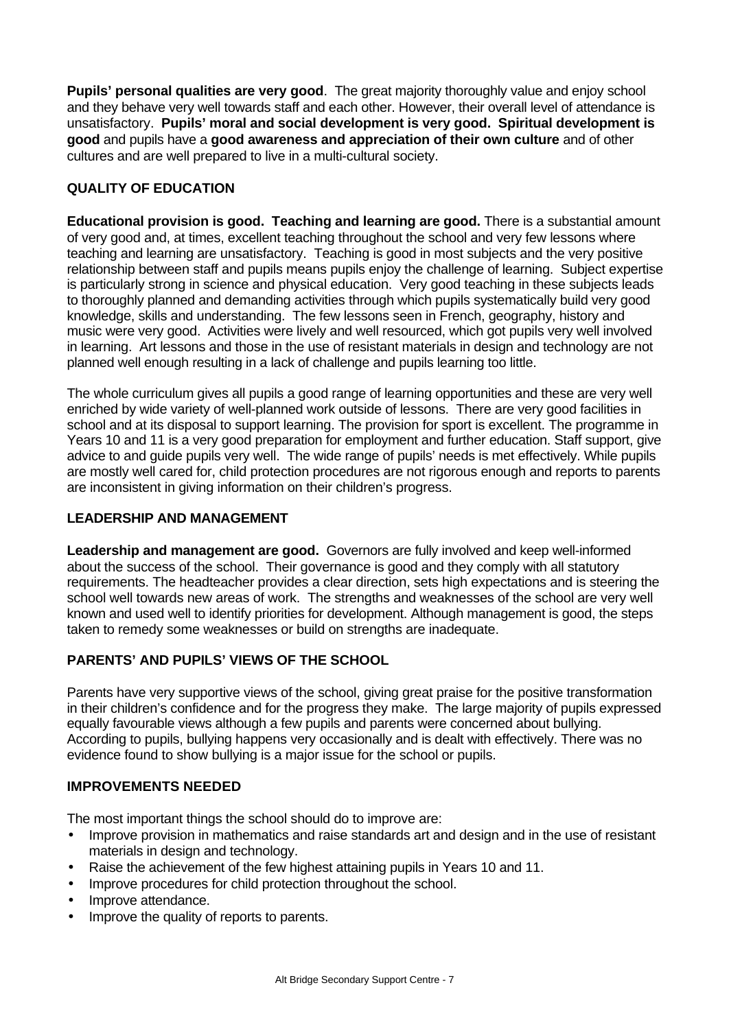**Pupils' personal qualities are very good**. The great majority thoroughly value and enjoy school and they behave very well towards staff and each other. However, their overall level of attendance is unsatisfactory. **Pupils' moral and social development is very good. Spiritual development is good** and pupils have a **good awareness and appreciation of their own culture** and of other cultures and are well prepared to live in a multi-cultural society.

## QUALITY OF EDUCATION

**Educational provision is good. Teaching and learning are good.** There is a substantial amount of very good and, at times, excellent teaching throughout the school and very few lessons where teaching and learning are unsatisfactory. Teaching is good in most subjects and the very positive relationship between staff and pupils means pupils enjoy the challenge of learning. Subject expertise is particularly strong in science and physical education. Very good teaching in these subjects leads to thoroughly planned and demanding activities through which pupils systematically build very good knowledge, skills and understanding. The few lessons seen in French, geography, history and music were very good. Activities were lively and well resourced, which got pupils very well involved in learning. Art lessons and those in the use of resistant materials in design and technology are not planned well enough resulting in a lack of challenge and pupils learning too little.

The whole curriculum gives all pupils a good range of learning opportunities and these are very well enriched by wide variety of well-planned work outside of lessons. There are very good facilities in school and at its disposal to support learning. The provision for sport is excellent. The programme in Years 10 and 11 is a very good preparation for employment and further education. Staff support, give advice to and guide pupils very well. The wide range of pupils' needs is met effectively. While pupils are mostly well cared for, child protection procedures are not rigorous enough and reports to parents are inconsistent in giving information on their children's progress.

## LEADERSHIP AND MANAGEMENT

**Leadership and management are good.** Governors are fully involved and keep well-informed about the success of the school. Their governance is good and they comply with all statutory requirements. The headteacher provides a clear direction, sets high expectations and is steering the school well towards new areas of work. The strengths and weaknesses of the school are very well known and used well to identify priorities for development. Although management is good, the steps taken to remedy some weaknesses or build on strengths are inadequate.

## PARENTS' AND PUPILS' VIEWS OF THE SCHOOL

Parents have very supportive views of the school, giving great praise for the positive transformation in their children's confidence and for the progress they make. The large majority of pupils expressed equally favourable views although a few pupils and parents were concerned about bullying. According to pupils, bullying happens very occasionally and is dealt with effectively. There was no evidence found to show bullying is a major issue for the school or pupils.

## IMPROVEMENTS NEEDED

The most important things the school should do to improve are:

- Improve provision in mathematics and raise standards art and design and in the use of resistant materials in design and technology.
- Raise the achievement of the few highest attaining pupils in Years 10 and 11.
- Improve procedures for child protection throughout the school.
- Improve attendance.
- Improve the quality of reports to parents.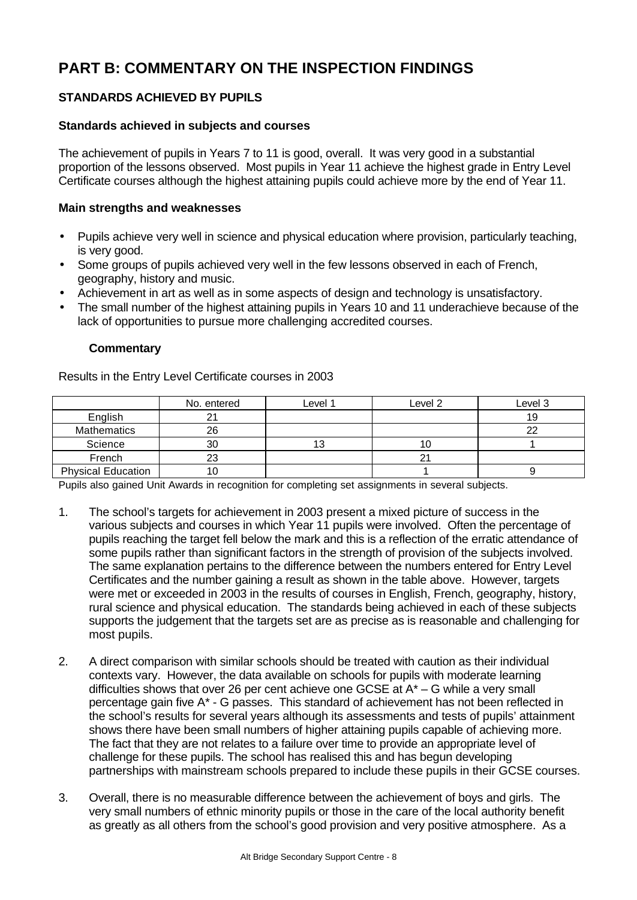# PART B: COMMENTARY ON THE INSPECTION FINDINGS

## STANDARDS ACHIEVED BY PUPILS

### Standards achieved in subjects and courses

The achievement of pupils in Years 7 to 11 is good, overall. It was very good in a substantial proportion of the lessons observed. Most pupils in Year 11 achieve the highest grade in Entry Level Certificate courses although the highest attaining pupils could achieve more by the end of Year 11.

### Main strengths and weaknesses

- Pupils achieve very well in science and physical education where provision, particularly teaching, is very good.
- Some groups of pupils achieved very well in the few lessons observed in each of French, geography, history and music.
- Achievement in art as well as in some aspects of design and technology is unsatisfactory.
- The small number of the highest attaining pupils in Years 10 and 11 underachieve because of the lack of opportunities to pursue more challenging accredited courses.

**Commentary**

Results in the Entry Level Certificate courses in 2003

| | No. entered | Level 1 | Level 2 | Level 3 |
|---|---|---|---|---|
| English | 21 | | | 19 |
| Mathematics | 26 | | | 22 |
| Science | 30 | 13 | 10 | 1 |
| French | 23 | | 21 | |
| Physical Education | 10 | | 1 | 9 |

Pupils also gained Unit Awards in recognition for completing set assignments in several subjects.

1. The school's targets for achievement in 2003 present a mixed picture of success in the various subjects and courses in which Year 11 pupils were involved. Often the percentage of pupils reaching the target fell below the mark and this is a reflection of the erratic attendance of some pupils rather than significant factors in the strength of provision of the subjects involved. The same explanation pertains to the difference between the numbers entered for Entry Level Certificates and the number gaining a result as shown in the table above. However, targets were met or exceeded in 2003 in the results of courses in English, French, geography, history, rural science and physical education. The standards being achieved in each of these subjects supports the judgement that the targets set are as precise as is reasonable and challenging for most pupils.

2. A direct comparison with similar schools should be treated with caution as their individual contexts vary. However, the data available on schools for pupils with moderate learning difficulties shows that over 26 per cent achieve one GCSE at A* – G while a very small percentage gain five A* - G passes. This standard of achievement has not been reflected in the school's results for several years although its assessments and tests of pupils' attainment shows there have been small numbers of higher attaining pupils capable of achieving more. The fact that they are not relates to a failure over time to provide an appropriate level of challenge for these pupils. The school has realised this and has begun developing partnerships with mainstream schools prepared to include these pupils in their GCSE courses.

3. Overall, there is no measurable difference between the achievement of boys and girls. The very small numbers of ethnic minority pupils or those in the care of the local authority benefit as greatly as all others from the school's good provision and very positive atmosphere. As a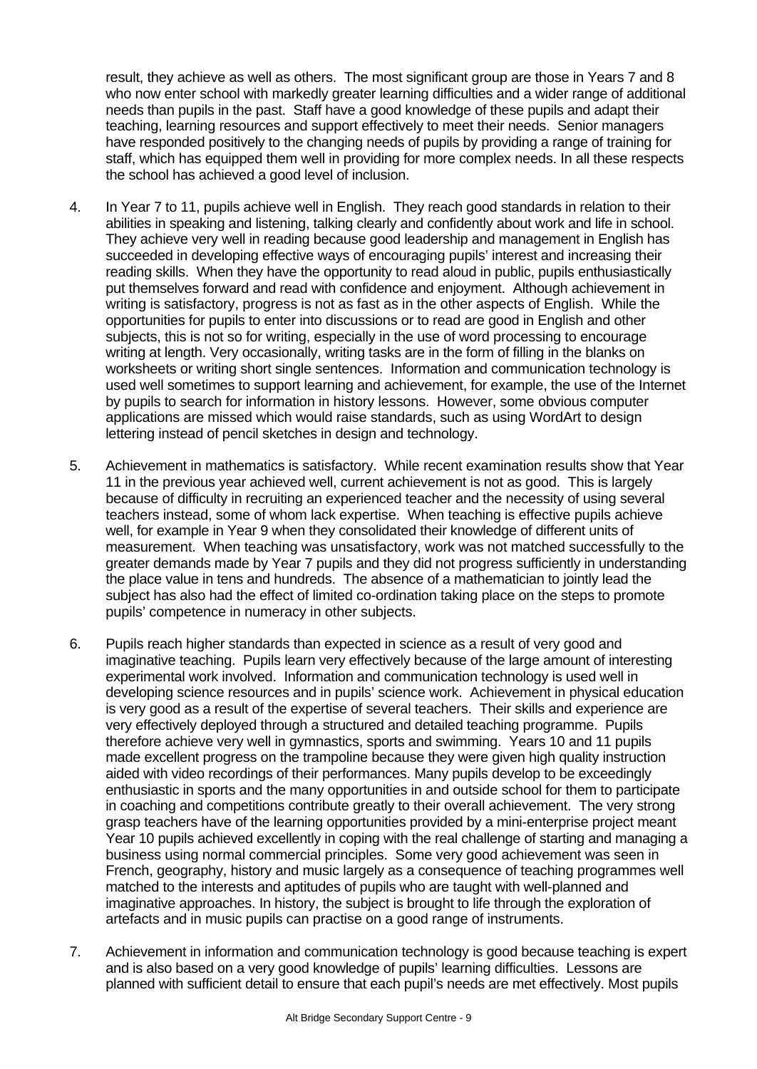result, they achieve as well as others. The most significant group are those in Years 7 and 8 who now enter school with markedly greater learning difficulties and a wider range of additional needs than pupils in the past. Staff have a good knowledge of these pupils and adapt their teaching, learning resources and support effectively to meet their needs. Senior managers have responded positively to the changing needs of pupils by providing a range of training for staff, which has equipped them well in providing for more complex needs. In all these respects the school has achieved a good level of inclusion.

4. In Year 7 to 11, pupils achieve well in English. They reach good standards in relation to their abilities in speaking and listening, talking clearly and confidently about work and life in school. They achieve very well in reading because good leadership and management in English has succeeded in developing effective ways of encouraging pupils' interest and increasing their reading skills. When they have the opportunity to read aloud in public, pupils enthusiastically put themselves forward and read with confidence and enjoyment. Although achievement in writing is satisfactory, progress is not as fast as in the other aspects of English. While the opportunities for pupils to enter into discussions or to read are good in English and other subjects, this is not so for writing, especially in the use of word processing to encourage writing at length. Very occasionally, writing tasks are in the form of filling in the blanks on worksheets or writing short single sentences. Information and communication technology is used well sometimes to support learning and achievement, for example, the use of the Internet by pupils to search for information in history lessons. However, some obvious computer applications are missed which would raise standards, such as using WordArt to design lettering instead of pencil sketches in design and technology.

5. Achievement in mathematics is satisfactory. While recent examination results show that Year 11 in the previous year achieved well, current achievement is not as good. This is largely because of difficulty in recruiting an experienced teacher and the necessity of using several teachers instead, some of whom lack expertise. When teaching is effective pupils achieve well, for example in Year 9 when they consolidated their knowledge of different units of measurement. When teaching was unsatisfactory, work was not matched successfully to the greater demands made by Year 7 pupils and they did not progress sufficiently in understanding the place value in tens and hundreds. The absence of a mathematician to jointly lead the subject has also had the effect of limited co-ordination taking place on the steps to promote pupils' competence in numeracy in other subjects.

6. Pupils reach higher standards than expected in science as a result of very good and imaginative teaching. Pupils learn very effectively because of the large amount of interesting experimental work involved. Information and communication technology is used well in developing science resources and in pupils' science work. Achievement in physical education is very good as a result of the expertise of several teachers. Their skills and experience are very effectively deployed through a structured and detailed teaching programme. Pupils therefore achieve very well in gymnastics, sports and swimming. Years 10 and 11 pupils made excellent progress on the trampoline because they were given high quality instruction aided with video recordings of their performances. Many pupils develop to be exceedingly enthusiastic in sports and the many opportunities in and outside school for them to participate in coaching and competitions contribute greatly to their overall achievement. The very strong grasp teachers have of the learning opportunities provided by a mini-enterprise project meant Year 10 pupils achieved excellently in coping with the real challenge of starting and managing a business using normal commercial principles. Some very good achievement was seen in French, geography, history and music largely as a consequence of teaching programmes well matched to the interests and aptitudes of pupils who are taught with well-planned and imaginative approaches. In history, the subject is brought to life through the exploration of artefacts and in music pupils can practise on a good range of instruments.

7. Achievement in information and communication technology is good because teaching is expert and is also based on a very good knowledge of pupils' learning difficulties. Lessons are planned with sufficient detail to ensure that each pupil's needs are met effectively. Most pupils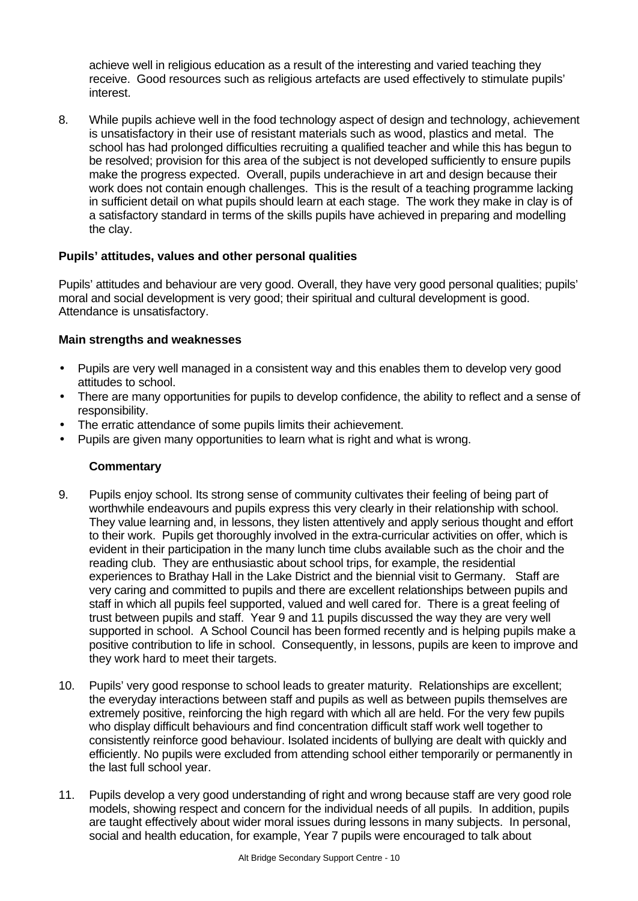achieve well in religious education as a result of the interesting and varied teaching they receive. Good resources such as religious artefacts are used effectively to stimulate pupils' interest.

8. While pupils achieve well in the food technology aspect of design and technology, achievement is unsatisfactory in their use of resistant materials such as wood, plastics and metal. The school has had prolonged difficulties recruiting a qualified teacher and while this has begun to be resolved; provision for this area of the subject is not developed sufficiently to ensure pupils make the progress expected. Overall, pupils underachieve in art and design because their work does not contain enough challenges. This is the result of a teaching programme lacking in sufficient detail on what pupils should learn at each stage. The work they make in clay is of a satisfactory standard in terms of the skills pupils have achieved in preparing and modelling the clay.

### Pupils' attitudes, values and other personal qualities

Pupils' attitudes and behaviour are very good. Overall, they have very good personal qualities; pupils' moral and social development is very good; their spiritual and cultural development is good. Attendance is unsatisfactory.

### Main strengths and weaknesses

- Pupils are very well managed in a consistent way and this enables them to develop very good attitudes to school.
- There are many opportunities for pupils to develop confidence, the ability to reflect and a sense of responsibility.
- The erratic attendance of some pupils limits their achievement.
- Pupils are given many opportunities to learn what is right and what is wrong.

#### Commentary

9. Pupils enjoy school. Its strong sense of community cultivates their feeling of being part of worthwhile endeavours and pupils express this very clearly in their relationship with school. They value learning and, in lessons, they listen attentively and apply serious thought and effort to their work. Pupils get thoroughly involved in the extra-curricular activities on offer, which is evident in their participation in the many lunch time clubs available such as the choir and the reading club. They are enthusiastic about school trips, for example, the residential experiences to Brathay Hall in the Lake District and the biennial visit to Germany. Staff are very caring and committed to pupils and there are excellent relationships between pupils and staff in which all pupils feel supported, valued and well cared for. There is a great feeling of trust between pupils and staff. Year 9 and 11 pupils discussed the way they are very well supported in school. A School Council has been formed recently and is helping pupils make a positive contribution to life in school. Consequently, in lessons, pupils are keen to improve and they work hard to meet their targets.

10. Pupils' very good response to school leads to greater maturity. Relationships are excellent; the everyday interactions between staff and pupils as well as between pupils themselves are extremely positive, reinforcing the high regard with which all are held. For the very few pupils who display difficult behaviours and find concentration difficult staff work well together to consistently reinforce good behaviour. Isolated incidents of bullying are dealt with quickly and efficiently. No pupils were excluded from attending school either temporarily or permanently in the last full school year.

11. Pupils develop a very good understanding of right and wrong because staff are very good role models, showing respect and concern for the individual needs of all pupils. In addition, pupils are taught effectively about wider moral issues during lessons in many subjects. In personal, social and health education, for example, Year 7 pupils were encouraged to talk about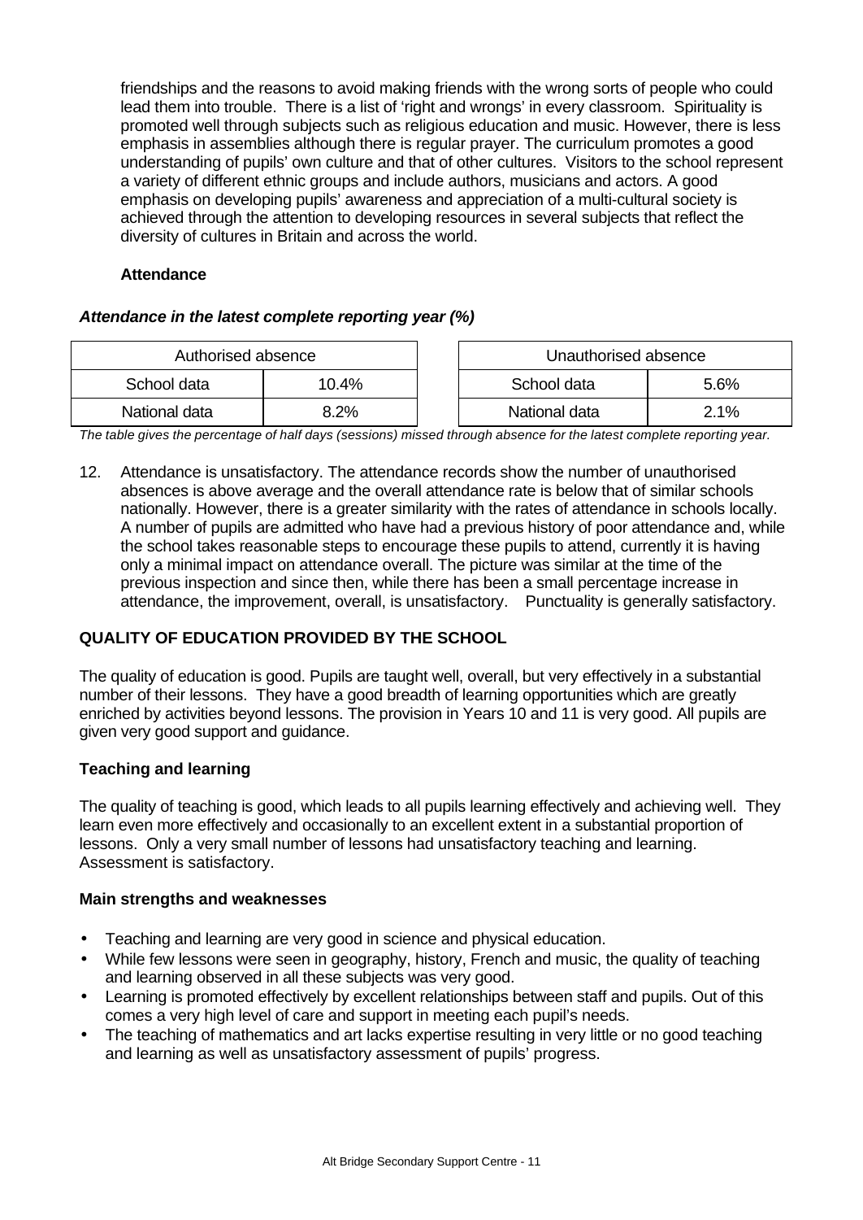friendships and the reasons to avoid making friends with the wrong sorts of people who could lead them into trouble. There is a list of 'right and wrongs' in every classroom. Spirituality is promoted well through subjects such as religious education and music. However, there is less emphasis in assemblies although there is regular prayer. The curriculum promotes a good understanding of pupils' own culture and that of other cultures. Visitors to the school represent a variety of different ethnic groups and include authors, musicians and actors. A good emphasis on developing pupils' awareness and appreciation of a multi-cultural society is achieved through the attention to developing resources in several subjects that reflect the diversity of cultures in Britain and across the world.

**Attendance**

***Attendance in the latest complete reporting year (%)***

| Authorised absence | | | Unauthorised absence | |
|---|---|---|---|---|
| School data | 10.4% | | School data | 5.6% |
| National data | 8.2% | | National data | 2.1% |

*The table gives the percentage of half days (sessions) missed through absence for the latest complete reporting year.*

12. Attendance is unsatisfactory. The attendance records show the number of unauthorised absences is above average and the overall attendance rate is below that of similar schools nationally. However, there is a greater similarity with the rates of attendance in schools locally. A number of pupils are admitted who have had a previous history of poor attendance and, while the school takes reasonable steps to encourage these pupils to attend, currently it is having only a minimal impact on attendance overall. The picture was similar at the time of the previous inspection and since then, while there has been a small percentage increase in attendance, the improvement, overall, is unsatisfactory. Punctuality is generally satisfactory.

## QUALITY OF EDUCATION PROVIDED BY THE SCHOOL

The quality of education is good. Pupils are taught well, overall, but very effectively in a substantial number of their lessons. They have a good breadth of learning opportunities which are greatly enriched by activities beyond lessons. The provision in Years 10 and 11 is very good. All pupils are given very good support and guidance.

### Teaching and learning

The quality of teaching is good, which leads to all pupils learning effectively and achieving well. They learn even more effectively and occasionally to an excellent extent in a substantial proportion of lessons. Only a very small number of lessons had unsatisfactory teaching and learning. Assessment is satisfactory.

#### Main strengths and weaknesses

- Teaching and learning are very good in science and physical education.
- While few lessons were seen in geography, history, French and music, the quality of teaching and learning observed in all these subjects was very good.
- Learning is promoted effectively by excellent relationships between staff and pupils. Out of this comes a very high level of care and support in meeting each pupil's needs.
- The teaching of mathematics and art lacks expertise resulting in very little or no good teaching and learning as well as unsatisfactory assessment of pupils' progress.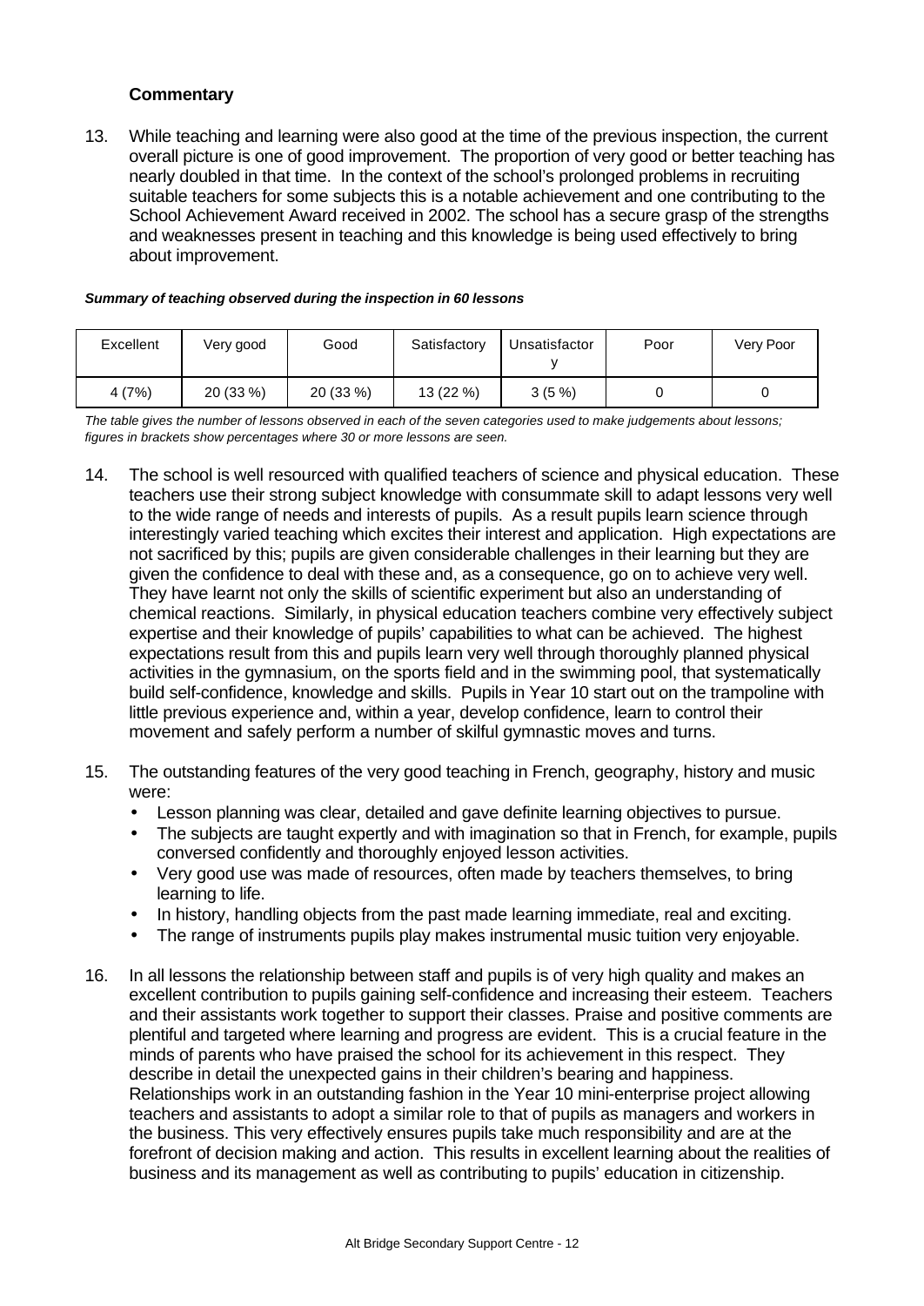**Commentary**

13. While teaching and learning were also good at the time of the previous inspection, the current overall picture is one of good improvement. The proportion of very good or better teaching has nearly doubled in that time. In the context of the school's prolonged problems in recruiting suitable teachers for some subjects this is a notable achievement and one contributing to the School Achievement Award received in 2002. The school has a secure grasp of the strengths and weaknesses present in teaching and this knowledge is being used effectively to bring about improvement.

***Summary of teaching observed during the inspection in 60 lessons***

| Excellent | Very good | Good | Satisfactory | Unsatisfactory | Poor | Very Poor |
|---|---|---|---|---|---|---|
| 4 (7%) | 20 (33 %) | 20 (33 %) | 13 (22 %) | 3 (5 %) | 0 | 0 |

*The table gives the number of lessons observed in each of the seven categories used to make judgements about lessons; figures in brackets show percentages where 30 or more lessons are seen.*

14. The school is well resourced with qualified teachers of science and physical education. These teachers use their strong subject knowledge with consummate skill to adapt lessons very well to the wide range of needs and interests of pupils. As a result pupils learn science through interestingly varied teaching which excites their interest and application. High expectations are not sacrificed by this; pupils are given considerable challenges in their learning but they are given the confidence to deal with these and, as a consequence, go on to achieve very well. They have learnt not only the skills of scientific experiment but also an understanding of chemical reactions. Similarly, in physical education teachers combine very effectively subject expertise and their knowledge of pupils' capabilities to what can be achieved. The highest expectations result from this and pupils learn very well through thoroughly planned physical activities in the gymnasium, on the sports field and in the swimming pool, that systematically build self-confidence, knowledge and skills. Pupils in Year 10 start out on the trampoline with little previous experience and, within a year, develop confidence, learn to control their movement and safely perform a number of skilful gymnastic moves and turns.

15. The outstanding features of the very good teaching in French, geography, history and music were:
    - Lesson planning was clear, detailed and gave definite learning objectives to pursue.
    - The subjects are taught expertly and with imagination so that in French, for example, pupils conversed confidently and thoroughly enjoyed lesson activities.
    - Very good use was made of resources, often made by teachers themselves, to bring learning to life.
    - In history, handling objects from the past made learning immediate, real and exciting.
    - The range of instruments pupils play makes instrumental music tuition very enjoyable.

16. In all lessons the relationship between staff and pupils is of very high quality and makes an excellent contribution to pupils gaining self-confidence and increasing their esteem. Teachers and their assistants work together to support their classes. Praise and positive comments are plentiful and targeted where learning and progress are evident. This is a crucial feature in the minds of parents who have praised the school for its achievement in this respect. They describe in detail the unexpected gains in their children's bearing and happiness. Relationships work in an outstanding fashion in the Year 10 mini-enterprise project allowing teachers and assistants to adopt a similar role to that of pupils as managers and workers in the business. This very effectively ensures pupils take much responsibility and are at the forefront of decision making and action. This results in excellent learning about the realities of business and its management as well as contributing to pupils' education in citizenship.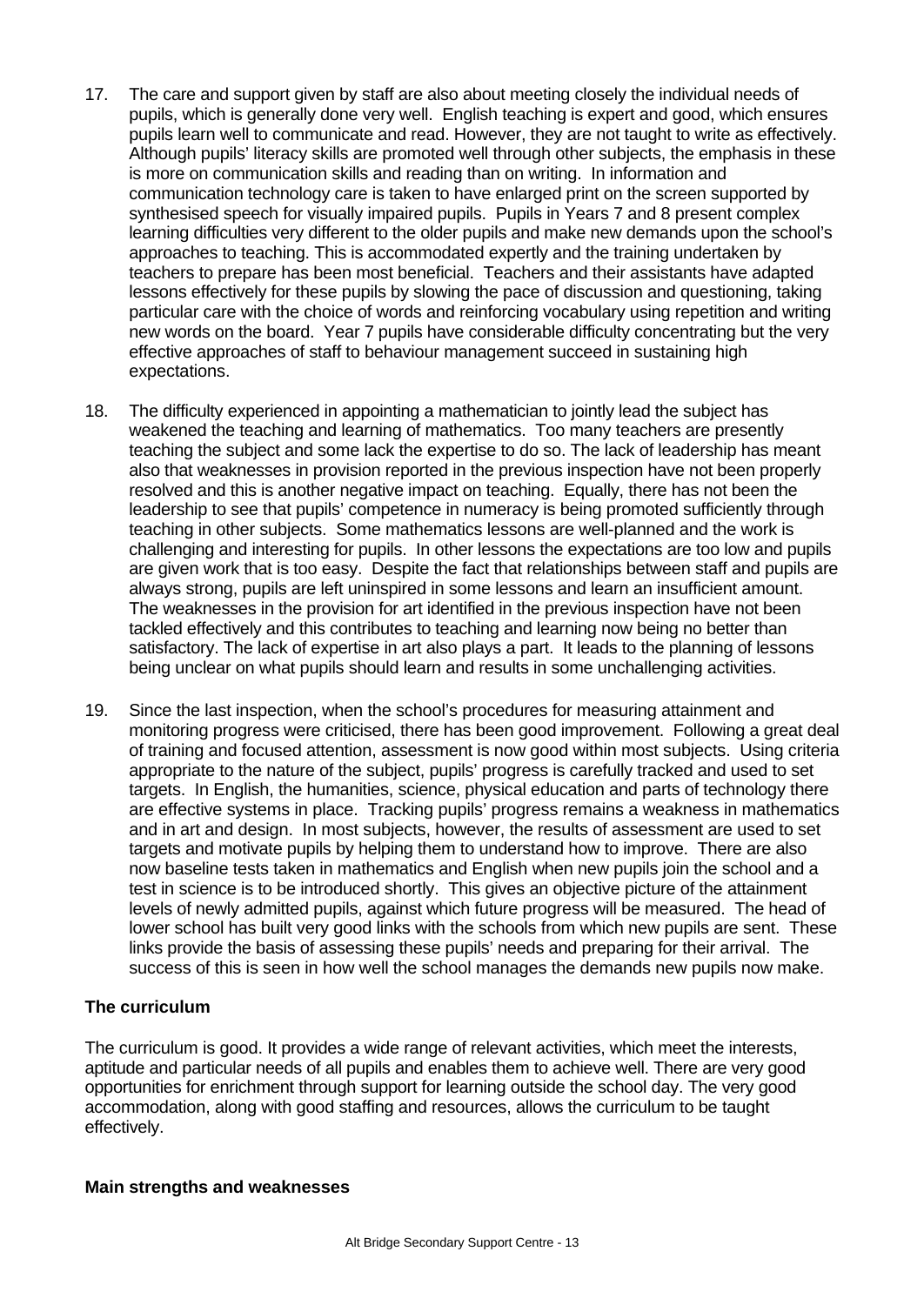17. The care and support given by staff are also about meeting closely the individual needs of pupils, which is generally done very well. English teaching is expert and good, which ensures pupils learn well to communicate and read. However, they are not taught to write as effectively. Although pupils' literacy skills are promoted well through other subjects, the emphasis in these is more on communication skills and reading than on writing. In information and communication technology care is taken to have enlarged print on the screen supported by synthesised speech for visually impaired pupils. Pupils in Years 7 and 8 present complex learning difficulties very different to the older pupils and make new demands upon the school's approaches to teaching. This is accommodated expertly and the training undertaken by teachers to prepare has been most beneficial. Teachers and their assistants have adapted lessons effectively for these pupils by slowing the pace of discussion and questioning, taking particular care with the choice of words and reinforcing vocabulary using repetition and writing new words on the board. Year 7 pupils have considerable difficulty concentrating but the very effective approaches of staff to behaviour management succeed in sustaining high expectations.

18. The difficulty experienced in appointing a mathematician to jointly lead the subject has weakened the teaching and learning of mathematics. Too many teachers are presently teaching the subject and some lack the expertise to do so. The lack of leadership has meant also that weaknesses in provision reported in the previous inspection have not been properly resolved and this is another negative impact on teaching. Equally, there has not been the leadership to see that pupils' competence in numeracy is being promoted sufficiently through teaching in other subjects. Some mathematics lessons are well-planned and the work is challenging and interesting for pupils. In other lessons the expectations are too low and pupils are given work that is too easy. Despite the fact that relationships between staff and pupils are always strong, pupils are left uninspired in some lessons and learn an insufficient amount. The weaknesses in the provision for art identified in the previous inspection have not been tackled effectively and this contributes to teaching and learning now being no better than satisfactory. The lack of expertise in art also plays a part. It leads to the planning of lessons being unclear on what pupils should learn and results in some unchallenging activities.

19. Since the last inspection, when the school's procedures for measuring attainment and monitoring progress were criticised, there has been good improvement. Following a great deal of training and focused attention, assessment is now good within most subjects. Using criteria appropriate to the nature of the subject, pupils' progress is carefully tracked and used to set targets. In English, the humanities, science, physical education and parts of technology there are effective systems in place. Tracking pupils' progress remains a weakness in mathematics and in art and design. In most subjects, however, the results of assessment are used to set targets and motivate pupils by helping them to understand how to improve. There are also now baseline tests taken in mathematics and English when new pupils join the school and a test in science is to be introduced shortly. This gives an objective picture of the attainment levels of newly admitted pupils, against which future progress will be measured. The head of lower school has built very good links with the schools from which new pupils are sent. These links provide the basis of assessing these pupils' needs and preparing for their arrival. The success of this is seen in how well the school manages the demands new pupils now make.

### The curriculum

The curriculum is good. It provides a wide range of relevant activities, which meet the interests, aptitude and particular needs of all pupils and enables them to achieve well. There are very good opportunities for enrichment through support for learning outside the school day. The very good accommodation, along with good staffing and resources, allows the curriculum to be taught effectively.

### Main strengths and weaknesses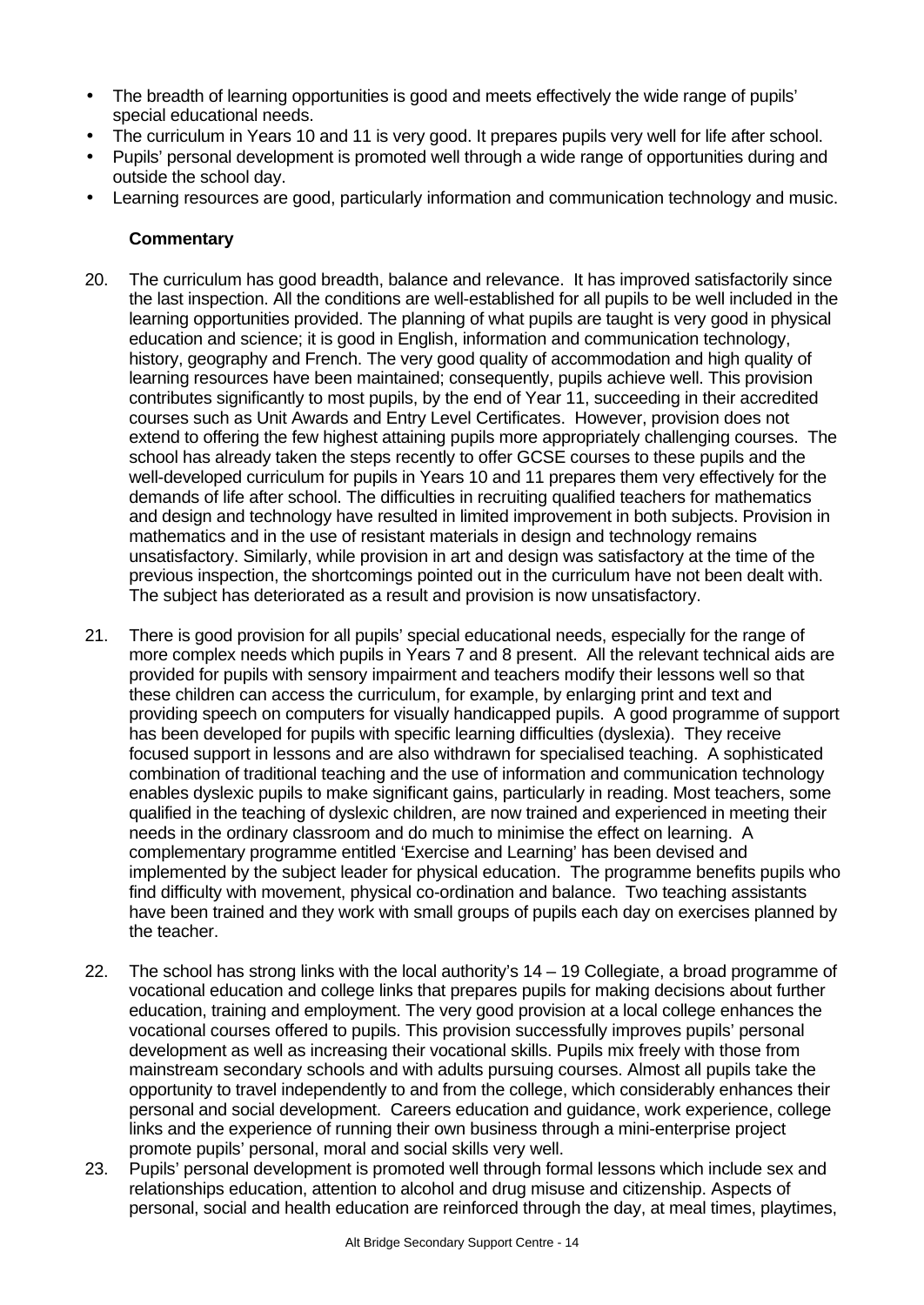- The breadth of learning opportunities is good and meets effectively the wide range of pupils' special educational needs.
- The curriculum in Years 10 and 11 is very good. It prepares pupils very well for life after school.
- Pupils' personal development is promoted well through a wide range of opportunities during and outside the school day.
- Learning resources are good, particularly information and communication technology and music.

**Commentary**

20. The curriculum has good breadth, balance and relevance. It has improved satisfactorily since the last inspection. All the conditions are well-established for all pupils to be well included in the learning opportunities provided. The planning of what pupils are taught is very good in physical education and science; it is good in English, information and communication technology, history, geography and French. The very good quality of accommodation and high quality of learning resources have been maintained; consequently, pupils achieve well. This provision contributes significantly to most pupils, by the end of Year 11, succeeding in their accredited courses such as Unit Awards and Entry Level Certificates. However, provision does not extend to offering the few highest attaining pupils more appropriately challenging courses. The school has already taken the steps recently to offer GCSE courses to these pupils and the well-developed curriculum for pupils in Years 10 and 11 prepares them very effectively for the demands of life after school. The difficulties in recruiting qualified teachers for mathematics and design and technology have resulted in limited improvement in both subjects. Provision in mathematics and in the use of resistant materials in design and technology remains unsatisfactory. Similarly, while provision in art and design was satisfactory at the time of the previous inspection, the shortcomings pointed out in the curriculum have not been dealt with. The subject has deteriorated as a result and provision is now unsatisfactory.

21. There is good provision for all pupils' special educational needs, especially for the range of more complex needs which pupils in Years 7 and 8 present. All the relevant technical aids are provided for pupils with sensory impairment and teachers modify their lessons well so that these children can access the curriculum, for example, by enlarging print and text and providing speech on computers for visually handicapped pupils. A good programme of support has been developed for pupils with specific learning difficulties (dyslexia). They receive focused support in lessons and are also withdrawn for specialised teaching. A sophisticated combination of traditional teaching and the use of information and communication technology enables dyslexic pupils to make significant gains, particularly in reading. Most teachers, some qualified in the teaching of dyslexic children, are now trained and experienced in meeting their needs in the ordinary classroom and do much to minimise the effect on learning. A complementary programme entitled 'Exercise and Learning' has been devised and implemented by the subject leader for physical education. The programme benefits pupils who find difficulty with movement, physical co-ordination and balance. Two teaching assistants have been trained and they work with small groups of pupils each day on exercises planned by the teacher.

22. The school has strong links with the local authority's 14 – 19 Collegiate, a broad programme of vocational education and college links that prepares pupils for making decisions about further education, training and employment. The very good provision at a local college enhances the vocational courses offered to pupils. This provision successfully improves pupils' personal development as well as increasing their vocational skills. Pupils mix freely with those from mainstream secondary schools and with adults pursuing courses. Almost all pupils take the opportunity to travel independently to and from the college, which considerably enhances their personal and social development. Careers education and guidance, work experience, college links and the experience of running their own business through a mini-enterprise project promote pupils' personal, moral and social skills very well.

23. Pupils' personal development is promoted well through formal lessons which include sex and relationships education, attention to alcohol and drug misuse and citizenship. Aspects of personal, social and health education are reinforced through the day, at meal times, playtimes,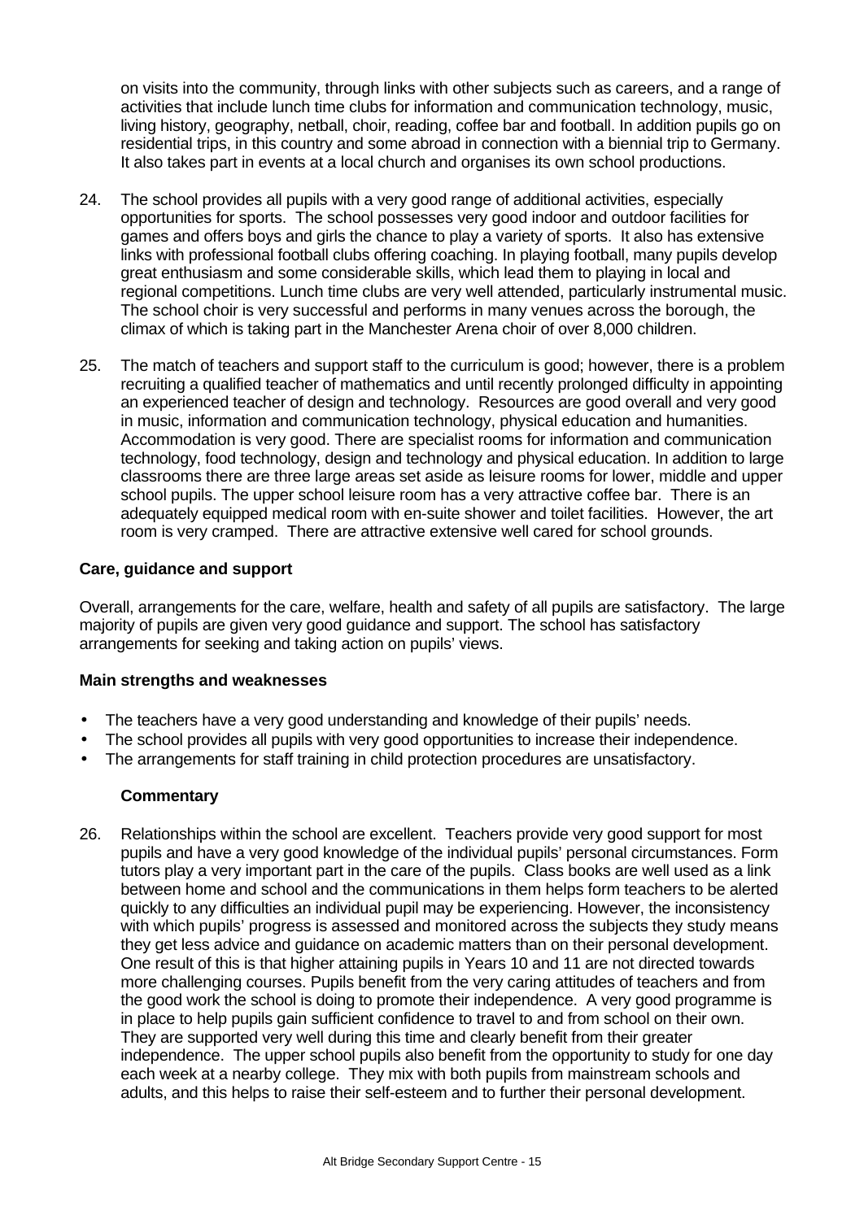on visits into the community, through links with other subjects such as careers, and a range of activities that include lunch time clubs for information and communication technology, music, living history, geography, netball, choir, reading, coffee bar and football. In addition pupils go on residential trips, in this country and some abroad in connection with a biennial trip to Germany. It also takes part in events at a local church and organises its own school productions.

24. The school provides all pupils with a very good range of additional activities, especially opportunities for sports. The school possesses very good indoor and outdoor facilities for games and offers boys and girls the chance to play a variety of sports. It also has extensive links with professional football clubs offering coaching. In playing football, many pupils develop great enthusiasm and some considerable skills, which lead them to playing in local and regional competitions. Lunch time clubs are very well attended, particularly instrumental music. The school choir is very successful and performs in many venues across the borough, the climax of which is taking part in the Manchester Arena choir of over 8,000 children.

25. The match of teachers and support staff to the curriculum is good; however, there is a problem recruiting a qualified teacher of mathematics and until recently prolonged difficulty in appointing an experienced teacher of design and technology. Resources are good overall and very good in music, information and communication technology, physical education and humanities. Accommodation is very good. There are specialist rooms for information and communication technology, food technology, design and technology and physical education. In addition to large classrooms there are three large areas set aside as leisure rooms for lower, middle and upper school pupils. The upper school leisure room has a very attractive coffee bar. There is an adequately equipped medical room with en-suite shower and toilet facilities. However, the art room is very cramped. There are attractive extensive well cared for school grounds.

**Care, guidance and support**

Overall, arrangements for the care, welfare, health and safety of all pupils are satisfactory. The large majority of pupils are given very good guidance and support. The school has satisfactory arrangements for seeking and taking action on pupils' views.

**Main strengths and weaknesses**

- The teachers have a very good understanding and knowledge of their pupils' needs.
- The school provides all pupils with very good opportunities to increase their independence.
- The arrangements for staff training in child protection procedures are unsatisfactory.

**Commentary**

26. Relationships within the school are excellent. Teachers provide very good support for most pupils and have a very good knowledge of the individual pupils' personal circumstances. Form tutors play a very important part in the care of the pupils. Class books are well used as a link between home and school and the communications in them helps form teachers to be alerted quickly to any difficulties an individual pupil may be experiencing. However, the inconsistency with which pupils' progress is assessed and monitored across the subjects they study means they get less advice and guidance on academic matters than on their personal development. One result of this is that higher attaining pupils in Years 10 and 11 are not directed towards more challenging courses. Pupils benefit from the very caring attitudes of teachers and from the good work the school is doing to promote their independence. A very good programme is in place to help pupils gain sufficient confidence to travel to and from school on their own. They are supported very well during this time and clearly benefit from their greater independence. The upper school pupils also benefit from the opportunity to study for one day each week at a nearby college. They mix with both pupils from mainstream schools and adults, and this helps to raise their self-esteem and to further their personal development.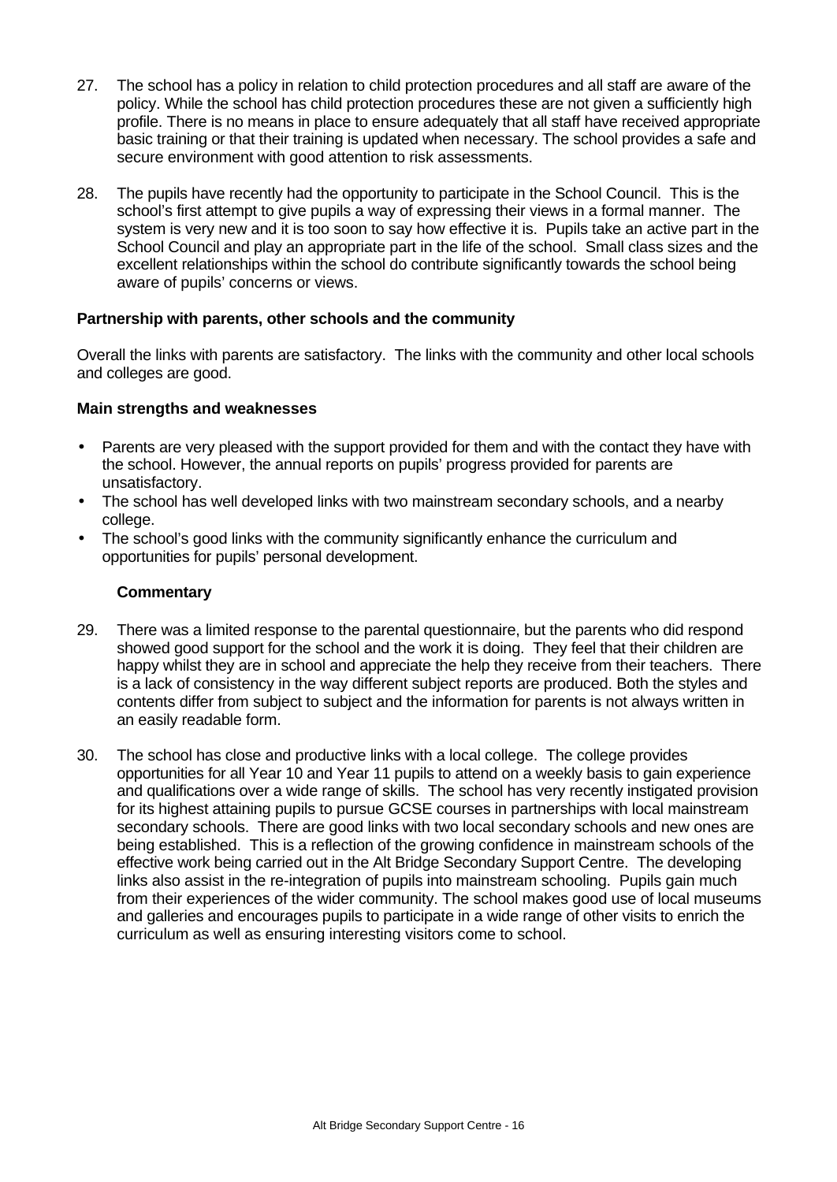27. The school has a policy in relation to child protection procedures and all staff are aware of the policy. While the school has child protection procedures these are not given a sufficiently high profile. There is no means in place to ensure adequately that all staff have received appropriate basic training or that their training is updated when necessary. The school provides a safe and secure environment with good attention to risk assessments.

28. The pupils have recently had the opportunity to participate in the School Council. This is the school's first attempt to give pupils a way of expressing their views in a formal manner. The system is very new and it is too soon to say how effective it is. Pupils take an active part in the School Council and play an appropriate part in the life of the school. Small class sizes and the excellent relationships within the school do contribute significantly towards the school being aware of pupils' concerns or views.

**Partnership with parents, other schools and the community**

Overall the links with parents are satisfactory. The links with the community and other local schools and colleges are good.

**Main strengths and weaknesses**

- Parents are very pleased with the support provided for them and with the contact they have with the school. However, the annual reports on pupils' progress provided for parents are unsatisfactory.
- The school has well developed links with two mainstream secondary schools, and a nearby college.
- The school's good links with the community significantly enhance the curriculum and opportunities for pupils' personal development.

**Commentary**

29. There was a limited response to the parental questionnaire, but the parents who did respond showed good support for the school and the work it is doing. They feel that their children are happy whilst they are in school and appreciate the help they receive from their teachers. There is a lack of consistency in the way different subject reports are produced. Both the styles and contents differ from subject to subject and the information for parents is not always written in an easily readable form.

30. The school has close and productive links with a local college. The college provides opportunities for all Year 10 and Year 11 pupils to attend on a weekly basis to gain experience and qualifications over a wide range of skills. The school has very recently instigated provision for its highest attaining pupils to pursue GCSE courses in partnerships with local mainstream secondary schools. There are good links with two local secondary schools and new ones are being established. This is a reflection of the growing confidence in mainstream schools of the effective work being carried out in the Alt Bridge Secondary Support Centre. The developing links also assist in the re-integration of pupils into mainstream schooling. Pupils gain much from their experiences of the wider community. The school makes good use of local museums and galleries and encourages pupils to participate in a wide range of other visits to enrich the curriculum as well as ensuring interesting visitors come to school.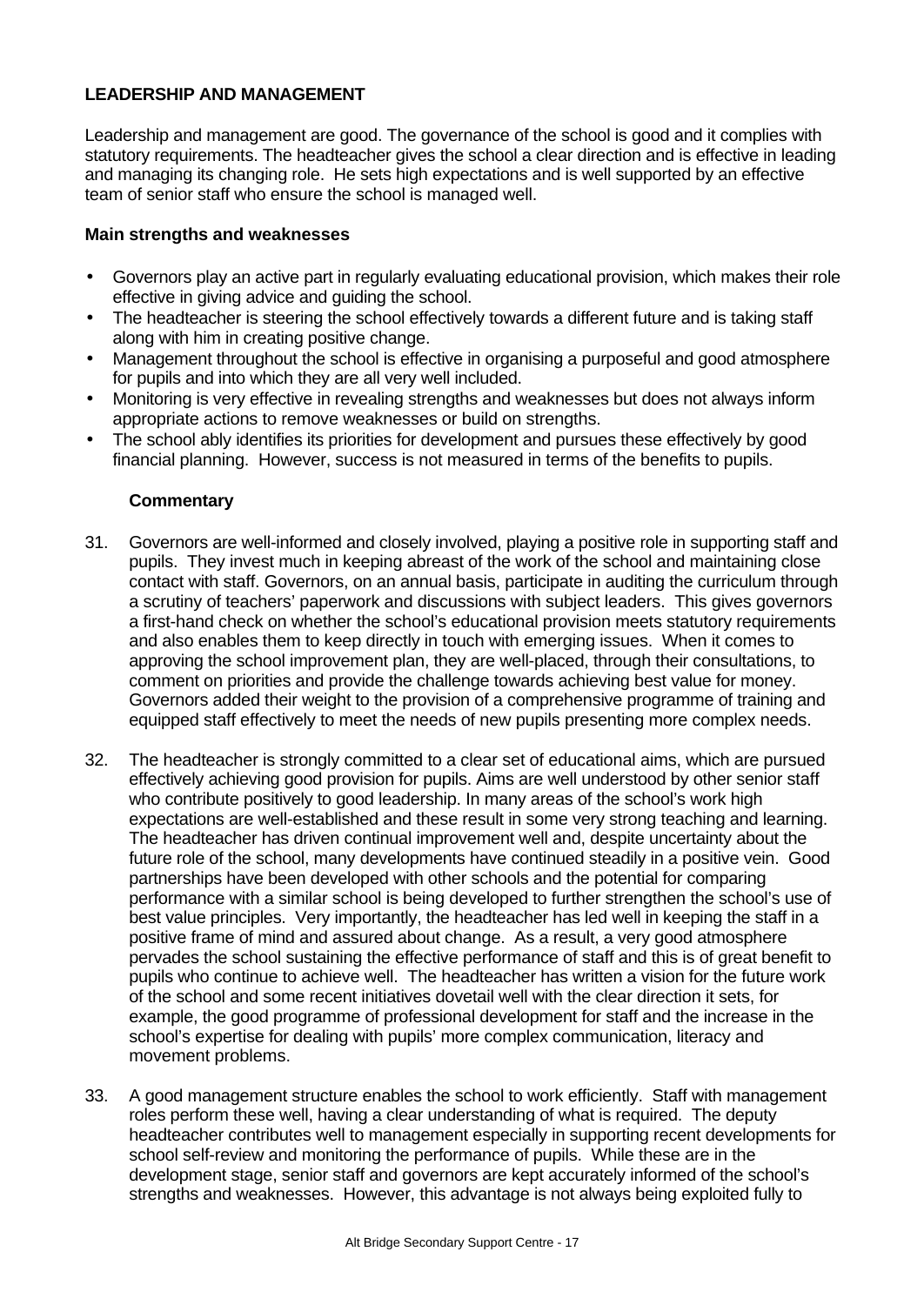## LEADERSHIP AND MANAGEMENT

Leadership and management are good. The governance of the school is good and it complies with statutory requirements. The headteacher gives the school a clear direction and is effective in leading and managing its changing role. He sets high expectations and is well supported by an effective team of senior staff who ensure the school is managed well.

### Main strengths and weaknesses

- Governors play an active part in regularly evaluating educational provision, which makes their role effective in giving advice and guiding the school.
- The headteacher is steering the school effectively towards a different future and is taking staff along with him in creating positive change.
- Management throughout the school is effective in organising a purposeful and good atmosphere for pupils and into which they are all very well included.
- Monitoring is very effective in revealing strengths and weaknesses but does not always inform appropriate actions to remove weaknesses or build on strengths.
- The school ably identifies its priorities for development and pursues these effectively by good financial planning. However, success is not measured in terms of the benefits to pupils.

### Commentary

31. Governors are well-informed and closely involved, playing a positive role in supporting staff and pupils. They invest much in keeping abreast of the work of the school and maintaining close contact with staff. Governors, on an annual basis, participate in auditing the curriculum through a scrutiny of teachers' paperwork and discussions with subject leaders. This gives governors a first-hand check on whether the school's educational provision meets statutory requirements and also enables them to keep directly in touch with emerging issues. When it comes to approving the school improvement plan, they are well-placed, through their consultations, to comment on priorities and provide the challenge towards achieving best value for money. Governors added their weight to the provision of a comprehensive programme of training and equipped staff effectively to meet the needs of new pupils presenting more complex needs.

32. The headteacher is strongly committed to a clear set of educational aims, which are pursued effectively achieving good provision for pupils. Aims are well understood by other senior staff who contribute positively to good leadership. In many areas of the school's work high expectations are well-established and these result in some very strong teaching and learning. The headteacher has driven continual improvement well and, despite uncertainty about the future role of the school, many developments have continued steadily in a positive vein. Good partnerships have been developed with other schools and the potential for comparing performance with a similar school is being developed to further strengthen the school's use of best value principles. Very importantly, the headteacher has led well in keeping the staff in a positive frame of mind and assured about change. As a result, a very good atmosphere pervades the school sustaining the effective performance of staff and this is of great benefit to pupils who continue to achieve well. The headteacher has written a vision for the future work of the school and some recent initiatives dovetail well with the clear direction it sets, for example, the good programme of professional development for staff and the increase in the school's expertise for dealing with pupils' more complex communication, literacy and movement problems.

33. A good management structure enables the school to work efficiently. Staff with management roles perform these well, having a clear understanding of what is required. The deputy headteacher contributes well to management especially in supporting recent developments for school self-review and monitoring the performance of pupils. While these are in the development stage, senior staff and governors are kept accurately informed of the school's strengths and weaknesses. However, this advantage is not always being exploited fully to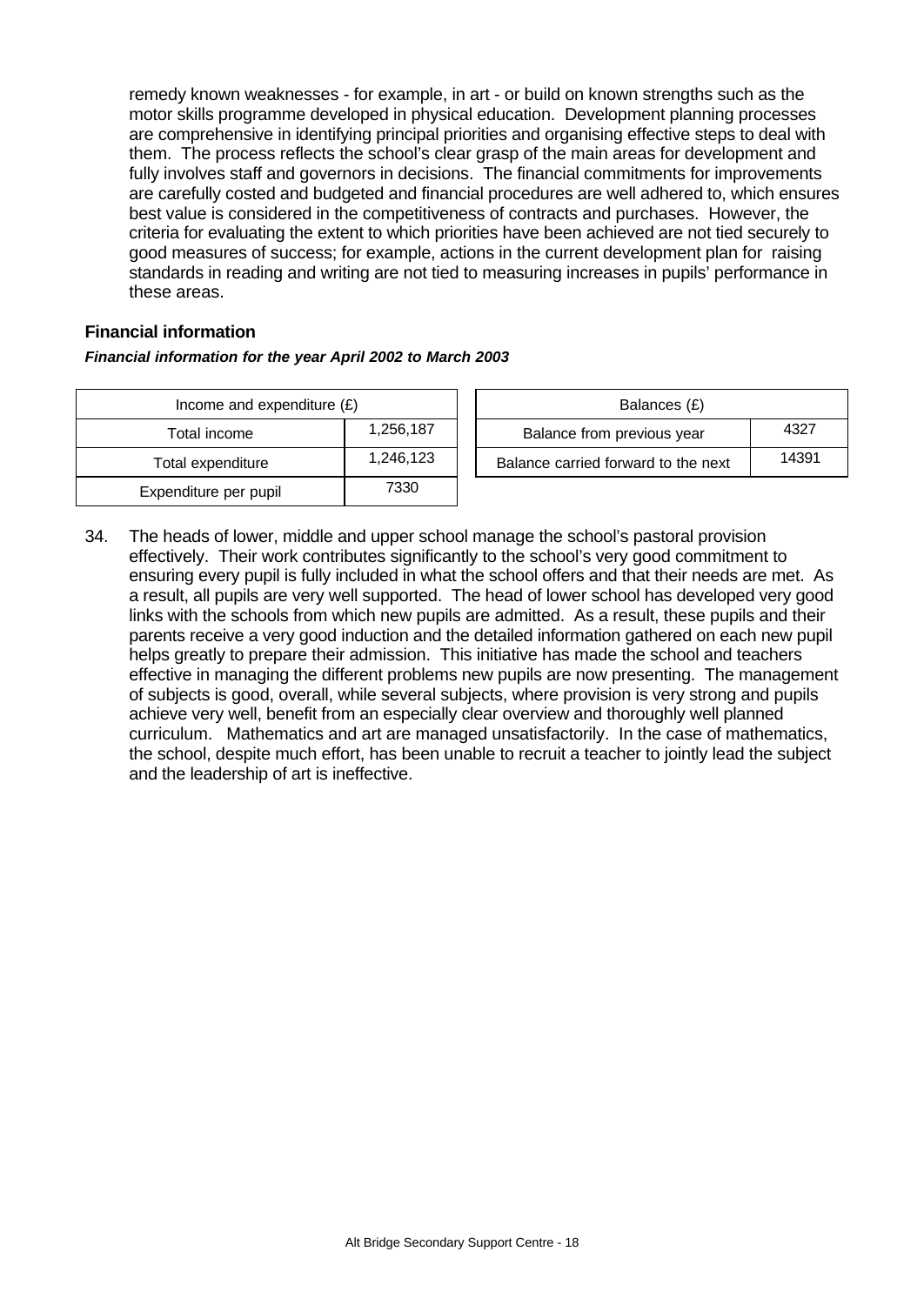remedy known weaknesses - for example, in art - or build on known strengths such as the motor skills programme developed in physical education. Development planning processes are comprehensive in identifying principal priorities and organising effective steps to deal with them. The process reflects the school's clear grasp of the main areas for development and fully involves staff and governors in decisions. The financial commitments for improvements are carefully costed and budgeted and financial procedures are well adhered to, which ensures best value is considered in the competitiveness of contracts and purchases. However, the criteria for evaluating the extent to which priorities have been achieved are not tied securely to good measures of success; for example, actions in the current development plan for raising standards in reading and writing are not tied to measuring increases in pupils' performance in these areas.

**Financial information**

***Financial information for the year April 2002 to March 2003***

| Income and expenditure (£) | |
|---|---|
| Total income | 1,256,187 |
| Total expenditure | 1,246,123 |
| Expenditure per pupil | 7330 |

| Balances (£) | |
|---|---|
| Balance from previous year | 4327 |
| Balance carried forward to the next | 14391 |

34. The heads of lower, middle and upper school manage the school's pastoral provision effectively. Their work contributes significantly to the school's very good commitment to ensuring every pupil is fully included in what the school offers and that their needs are met. As a result, all pupils are very well supported. The head of lower school has developed very good links with the schools from which new pupils are admitted. As a result, these pupils and their parents receive a very good induction and the detailed information gathered on each new pupil helps greatly to prepare their admission. This initiative has made the school and teachers effective in managing the different problems new pupils are now presenting. The management of subjects is good, overall, while several subjects, where provision is very strong and pupils achieve very well, benefit from an especially clear overview and thoroughly well planned curriculum. Mathematics and art are managed unsatisfactorily. In the case of mathematics, the school, despite much effort, has been unable to recruit a teacher to jointly lead the subject and the leadership of art is ineffective.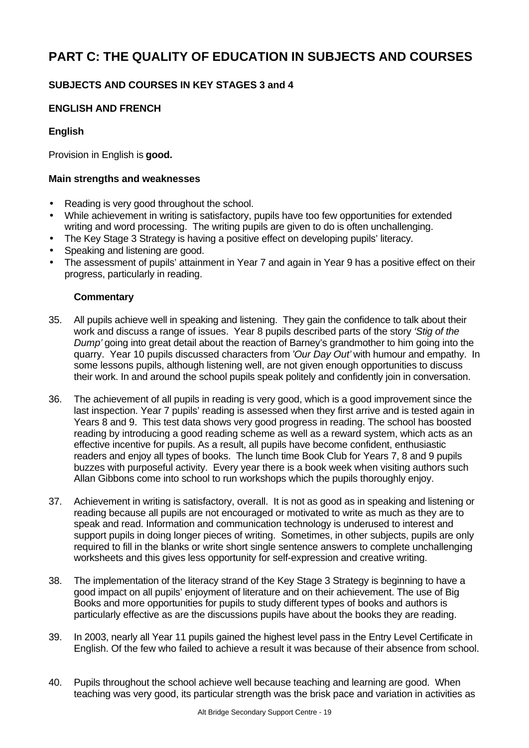# PART C: THE QUALITY OF EDUCATION IN SUBJECTS AND COURSES

## SUBJECTS AND COURSES IN KEY STAGES 3 and 4

### ENGLISH AND FRENCH

#### English

Provision in English is **good.**

**Main strengths and weaknesses**

- Reading is very good throughout the school.
- While achievement in writing is satisfactory, pupils have too few opportunities for extended writing and word processing. The writing pupils are given to do is often unchallenging.
- The Key Stage 3 Strategy is having a positive effect on developing pupils' literacy.
- Speaking and listening are good.
- The assessment of pupils' attainment in Year 7 and again in Year 9 has a positive effect on their progress, particularly in reading.

**Commentary**

35. All pupils achieve well in speaking and listening. They gain the confidence to talk about their work and discuss a range of issues. Year 8 pupils described parts of the story *'Stig of the Dump'* going into great detail about the reaction of Barney's grandmother to him going into the quarry. Year 10 pupils discussed characters from *'Our Day Out'* with humour and empathy. In some lessons pupils, although listening well, are not given enough opportunities to discuss their work. In and around the school pupils speak politely and confidently join in conversation.

36. The achievement of all pupils in reading is very good, which is a good improvement since the last inspection. Year 7 pupils' reading is assessed when they first arrive and is tested again in Years 8 and 9. This test data shows very good progress in reading. The school has boosted reading by introducing a good reading scheme as well as a reward system, which acts as an effective incentive for pupils. As a result, all pupils have become confident, enthusiastic readers and enjoy all types of books. The lunch time Book Club for Years 7, 8 and 9 pupils buzzes with purposeful activity. Every year there is a book week when visiting authors such Allan Gibbons come into school to run workshops which the pupils thoroughly enjoy.

37. Achievement in writing is satisfactory, overall. It is not as good as in speaking and listening or reading because all pupils are not encouraged or motivated to write as much as they are to speak and read. Information and communication technology is underused to interest and support pupils in doing longer pieces of writing. Sometimes, in other subjects, pupils are only required to fill in the blanks or write short single sentence answers to complete unchallenging worksheets and this gives less opportunity for self-expression and creative writing.

38. The implementation of the literacy strand of the Key Stage 3 Strategy is beginning to have a good impact on all pupils' enjoyment of literature and on their achievement. The use of Big Books and more opportunities for pupils to study different types of books and authors is particularly effective as are the discussions pupils have about the books they are reading.

39. In 2003, nearly all Year 11 pupils gained the highest level pass in the Entry Level Certificate in English. Of the few who failed to achieve a result it was because of their absence from school.

40. Pupils throughout the school achieve well because teaching and learning are good. When teaching was very good, its particular strength was the brisk pace and variation in activities as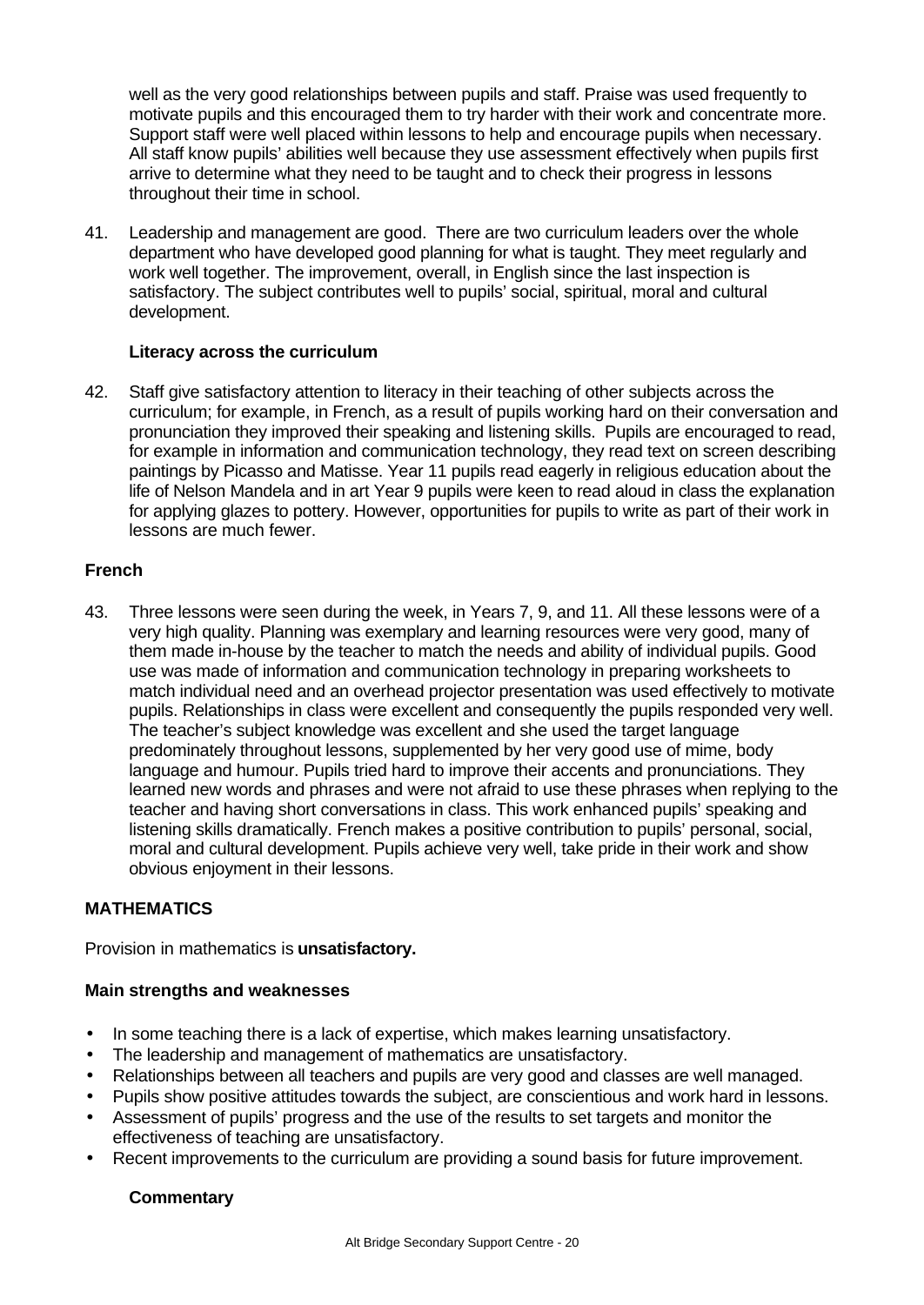well as the very good relationships between pupils and staff. Praise was used frequently to motivate pupils and this encouraged them to try harder with their work and concentrate more. Support staff were well placed within lessons to help and encourage pupils when necessary. All staff know pupils' abilities well because they use assessment effectively when pupils first arrive to determine what they need to be taught and to check their progress in lessons throughout their time in school.

41. Leadership and management are good. There are two curriculum leaders over the whole department who have developed good planning for what is taught. They meet regularly and work well together. The improvement, overall, in English since the last inspection is satisfactory. The subject contributes well to pupils' social, spiritual, moral and cultural development.

**Literacy across the curriculum**

42. Staff give satisfactory attention to literacy in their teaching of other subjects across the curriculum; for example, in French, as a result of pupils working hard on their conversation and pronunciation they improved their speaking and listening skills. Pupils are encouraged to read, for example in information and communication technology, they read text on screen describing paintings by Picasso and Matisse. Year 11 pupils read eagerly in religious education about the life of Nelson Mandela and in art Year 9 pupils were keen to read aloud in class the explanation for applying glazes to pottery. However, opportunities for pupils to write as part of their work in lessons are much fewer.

## French

43. Three lessons were seen during the week, in Years 7, 9, and 11. All these lessons were of a very high quality. Planning was exemplary and learning resources were very good, many of them made in-house by the teacher to match the needs and ability of individual pupils. Good use was made of information and communication technology in preparing worksheets to match individual need and an overhead projector presentation was used effectively to motivate pupils. Relationships in class were excellent and consequently the pupils responded very well. The teacher's subject knowledge was excellent and she used the target language predominately throughout lessons, supplemented by her very good use of mime, body language and humour. Pupils tried hard to improve their accents and pronunciations. They learned new words and phrases and were not afraid to use these phrases when replying to the teacher and having short conversations in class. This work enhanced pupils' speaking and listening skills dramatically. French makes a positive contribution to pupils' personal, social, moral and cultural development. Pupils achieve very well, take pride in their work and show obvious enjoyment in their lessons.

## MATHEMATICS

Provision in mathematics is **unsatisfactory.**

### Main strengths and weaknesses

- In some teaching there is a lack of expertise, which makes learning unsatisfactory.
- The leadership and management of mathematics are unsatisfactory.
- Relationships between all teachers and pupils are very good and classes are well managed.
- Pupils show positive attitudes towards the subject, are conscientious and work hard in lessons.
- Assessment of pupils' progress and the use of the results to set targets and monitor the effectiveness of teaching are unsatisfactory.
- Recent improvements to the curriculum are providing a sound basis for future improvement.

**Commentary**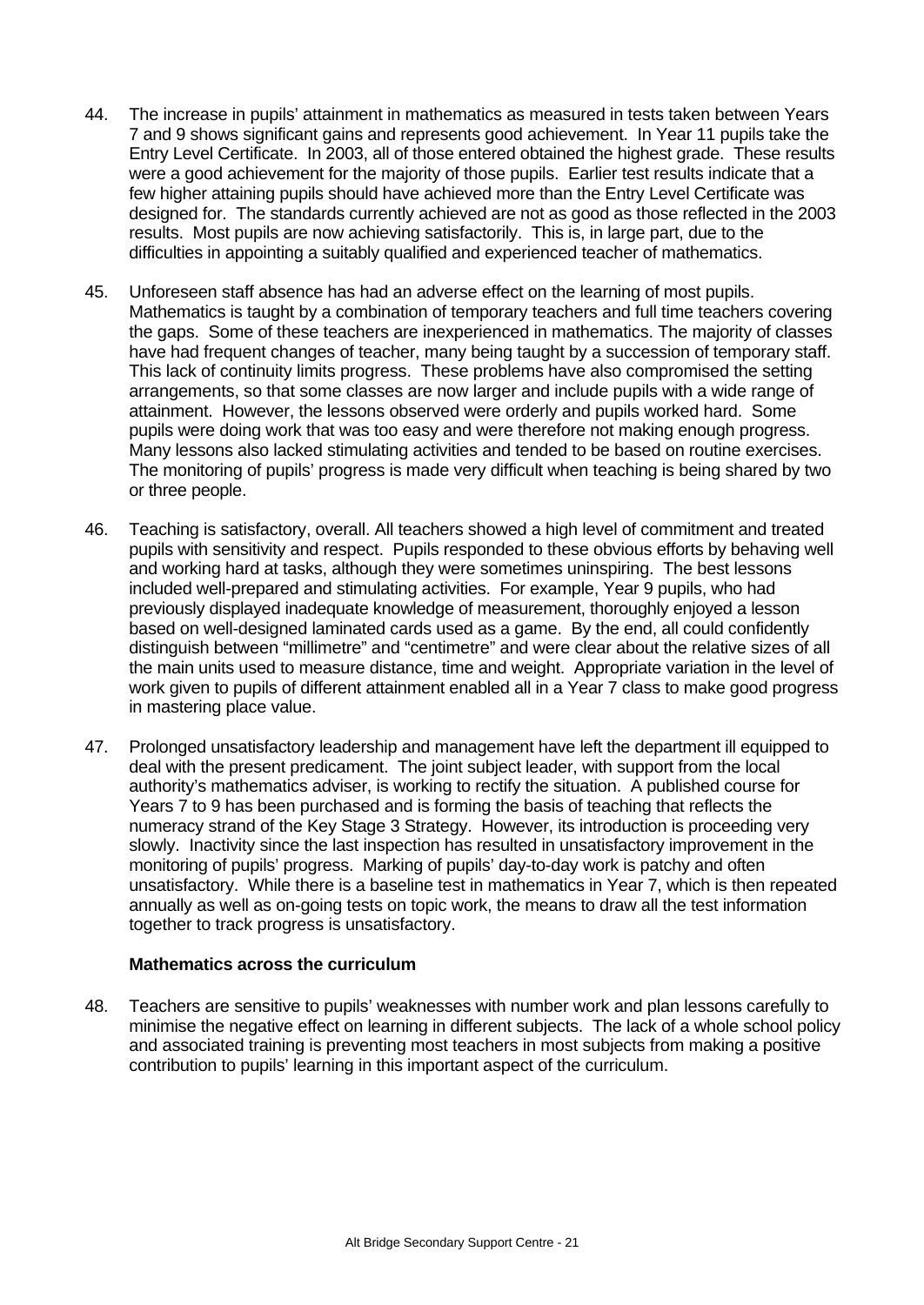44. The increase in pupils' attainment in mathematics as measured in tests taken between Years 7 and 9 shows significant gains and represents good achievement. In Year 11 pupils take the Entry Level Certificate. In 2003, all of those entered obtained the highest grade. These results were a good achievement for the majority of those pupils. Earlier test results indicate that a few higher attaining pupils should have achieved more than the Entry Level Certificate was designed for. The standards currently achieved are not as good as those reflected in the 2003 results. Most pupils are now achieving satisfactorily. This is, in large part, due to the difficulties in appointing a suitably qualified and experienced teacher of mathematics.

45. Unforeseen staff absence has had an adverse effect on the learning of most pupils. Mathematics is taught by a combination of temporary teachers and full time teachers covering the gaps. Some of these teachers are inexperienced in mathematics. The majority of classes have had frequent changes of teacher, many being taught by a succession of temporary staff. This lack of continuity limits progress. These problems have also compromised the setting arrangements, so that some classes are now larger and include pupils with a wide range of attainment. However, the lessons observed were orderly and pupils worked hard. Some pupils were doing work that was too easy and were therefore not making enough progress. Many lessons also lacked stimulating activities and tended to be based on routine exercises. The monitoring of pupils' progress is made very difficult when teaching is being shared by two or three people.

46. Teaching is satisfactory, overall. All teachers showed a high level of commitment and treated pupils with sensitivity and respect. Pupils responded to these obvious efforts by behaving well and working hard at tasks, although they were sometimes uninspiring. The best lessons included well-prepared and stimulating activities. For example, Year 9 pupils, who had previously displayed inadequate knowledge of measurement, thoroughly enjoyed a lesson based on well-designed laminated cards used as a game. By the end, all could confidently distinguish between "millimetre" and "centimetre" and were clear about the relative sizes of all the main units used to measure distance, time and weight. Appropriate variation in the level of work given to pupils of different attainment enabled all in a Year 7 class to make good progress in mastering place value.

47. Prolonged unsatisfactory leadership and management have left the department ill equipped to deal with the present predicament. The joint subject leader, with support from the local authority's mathematics adviser, is working to rectify the situation. A published course for Years 7 to 9 has been purchased and is forming the basis of teaching that reflects the numeracy strand of the Key Stage 3 Strategy. However, its introduction is proceeding very slowly. Inactivity since the last inspection has resulted in unsatisfactory improvement in the monitoring of pupils' progress. Marking of pupils' day-to-day work is patchy and often unsatisfactory. While there is a baseline test in mathematics in Year 7, which is then repeated annually as well as on-going tests on topic work, the means to draw all the test information together to track progress is unsatisfactory.

### Mathematics across the curriculum

48. Teachers are sensitive to pupils' weaknesses with number work and plan lessons carefully to minimise the negative effect on learning in different subjects. The lack of a whole school policy and associated training is preventing most teachers in most subjects from making a positive contribution to pupils' learning in this important aspect of the curriculum.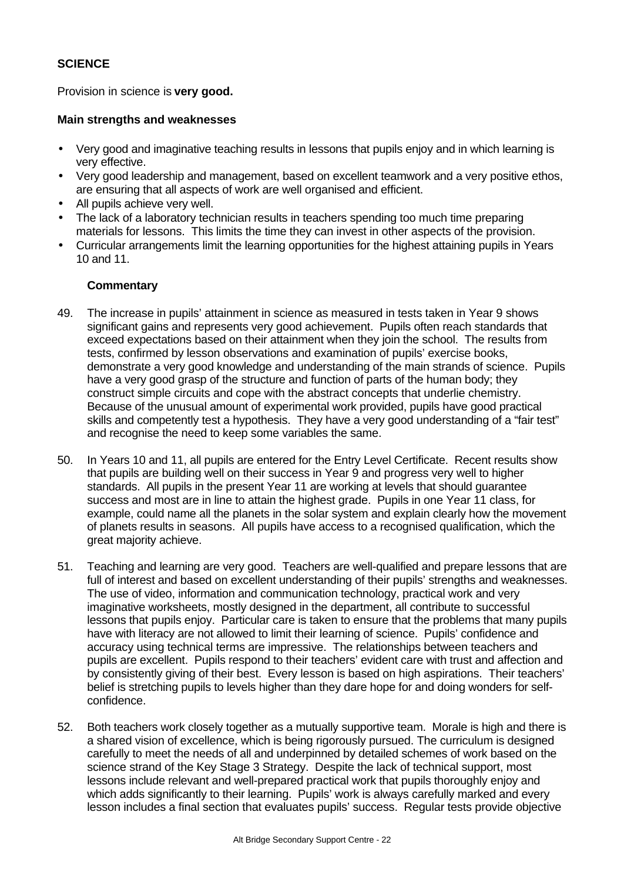## SCIENCE

Provision in science is **very good.**

### Main strengths and weaknesses

- Very good and imaginative teaching results in lessons that pupils enjoy and in which learning is very effective.
- Very good leadership and management, based on excellent teamwork and a very positive ethos, are ensuring that all aspects of work are well organised and efficient.
- All pupils achieve very well.
- The lack of a laboratory technician results in teachers spending too much time preparing materials for lessons. This limits the time they can invest in other aspects of the provision.
- Curricular arrangements limit the learning opportunities for the highest attaining pupils in Years 10 and 11.

#### Commentary

49. The increase in pupils' attainment in science as measured in tests taken in Year 9 shows significant gains and represents very good achievement. Pupils often reach standards that exceed expectations based on their attainment when they join the school. The results from tests, confirmed by lesson observations and examination of pupils' exercise books, demonstrate a very good knowledge and understanding of the main strands of science. Pupils have a very good grasp of the structure and function of parts of the human body; they construct simple circuits and cope with the abstract concepts that underlie chemistry. Because of the unusual amount of experimental work provided, pupils have good practical skills and competently test a hypothesis. They have a very good understanding of a "fair test" and recognise the need to keep some variables the same.

50. In Years 10 and 11, all pupils are entered for the Entry Level Certificate. Recent results show that pupils are building well on their success in Year 9 and progress very well to higher standards. All pupils in the present Year 11 are working at levels that should guarantee success and most are in line to attain the highest grade. Pupils in one Year 11 class, for example, could name all the planets in the solar system and explain clearly how the movement of planets results in seasons. All pupils have access to a recognised qualification, which the great majority achieve.

51. Teaching and learning are very good. Teachers are well-qualified and prepare lessons that are full of interest and based on excellent understanding of their pupils' strengths and weaknesses. The use of video, information and communication technology, practical work and very imaginative worksheets, mostly designed in the department, all contribute to successful lessons that pupils enjoy. Particular care is taken to ensure that the problems that many pupils have with literacy are not allowed to limit their learning of science. Pupils' confidence and accuracy using technical terms are impressive. The relationships between teachers and pupils are excellent. Pupils respond to their teachers' evident care with trust and affection and by consistently giving of their best. Every lesson is based on high aspirations. Their teachers' belief is stretching pupils to levels higher than they dare hope for and doing wonders for self-confidence.

52. Both teachers work closely together as a mutually supportive team. Morale is high and there is a shared vision of excellence, which is being rigorously pursued. The curriculum is designed carefully to meet the needs of all and underpinned by detailed schemes of work based on the science strand of the Key Stage 3 Strategy. Despite the lack of technical support, most lessons include relevant and well-prepared practical work that pupils thoroughly enjoy and which adds significantly to their learning. Pupils' work is always carefully marked and every lesson includes a final section that evaluates pupils' success. Regular tests provide objective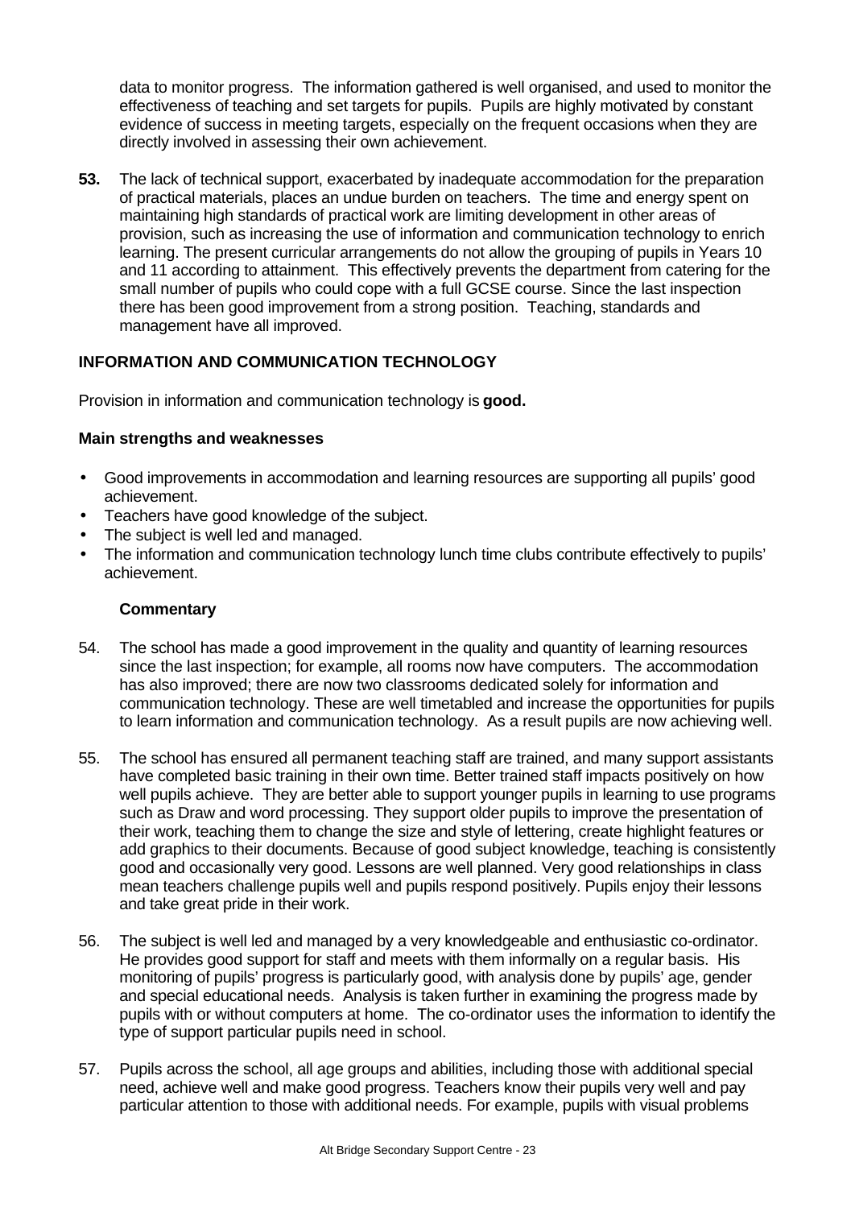data to monitor progress. The information gathered is well organised, and used to monitor the effectiveness of teaching and set targets for pupils. Pupils are highly motivated by constant evidence of success in meeting targets, especially on the frequent occasions when they are directly involved in assessing their own achievement.

**53.** The lack of technical support, exacerbated by inadequate accommodation for the preparation of practical materials, places an undue burden on teachers. The time and energy spent on maintaining high standards of practical work are limiting development in other areas of provision, such as increasing the use of information and communication technology to enrich learning. The present curricular arrangements do not allow the grouping of pupils in Years 10 and 11 according to attainment. This effectively prevents the department from catering for the small number of pupils who could cope with a full GCSE course. Since the last inspection there has been good improvement from a strong position. Teaching, standards and management have all improved.

## INFORMATION AND COMMUNICATION TECHNOLOGY

Provision in information and communication technology is **good.**

### Main strengths and weaknesses

- Good improvements in accommodation and learning resources are supporting all pupils' good achievement.
- Teachers have good knowledge of the subject.
- The subject is well led and managed.
- The information and communication technology lunch time clubs contribute effectively to pupils' achievement.

### Commentary

54. The school has made a good improvement in the quality and quantity of learning resources since the last inspection; for example, all rooms now have computers. The accommodation has also improved; there are now two classrooms dedicated solely for information and communication technology. These are well timetabled and increase the opportunities for pupils to learn information and communication technology. As a result pupils are now achieving well.

55. The school has ensured all permanent teaching staff are trained, and many support assistants have completed basic training in their own time. Better trained staff impacts positively on how well pupils achieve. They are better able to support younger pupils in learning to use programs such as Draw and word processing. They support older pupils to improve the presentation of their work, teaching them to change the size and style of lettering, create highlight features or add graphics to their documents. Because of good subject knowledge, teaching is consistently good and occasionally very good. Lessons are well planned. Very good relationships in class mean teachers challenge pupils well and pupils respond positively. Pupils enjoy their lessons and take great pride in their work.

56. The subject is well led and managed by a very knowledgeable and enthusiastic co-ordinator. He provides good support for staff and meets with them informally on a regular basis. His monitoring of pupils' progress is particularly good, with analysis done by pupils' age, gender and special educational needs. Analysis is taken further in examining the progress made by pupils with or without computers at home. The co-ordinator uses the information to identify the type of support particular pupils need in school.

57. Pupils across the school, all age groups and abilities, including those with additional special need, achieve well and make good progress. Teachers know their pupils very well and pay particular attention to those with additional needs. For example, pupils with visual problems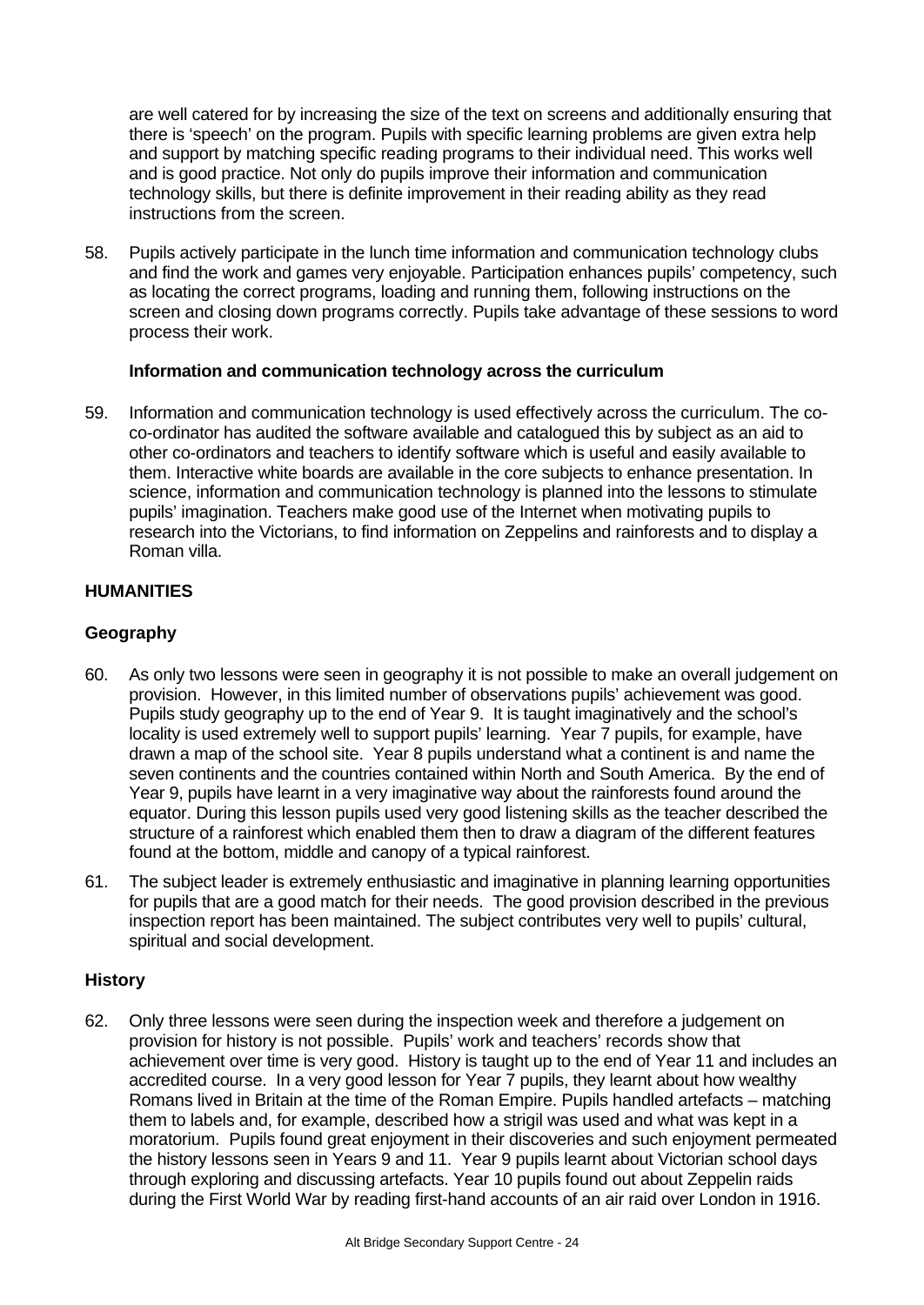are well catered for by increasing the size of the text on screens and additionally ensuring that there is 'speech' on the program. Pupils with specific learning problems are given extra help and support by matching specific reading programs to their individual need. This works well and is good practice. Not only do pupils improve their information and communication technology skills, but there is definite improvement in their reading ability as they read instructions from the screen.

58. Pupils actively participate in the lunch time information and communication technology clubs and find the work and games very enjoyable. Participation enhances pupils' competency, such as locating the correct programs, loading and running them, following instructions on the screen and closing down programs correctly. Pupils take advantage of these sessions to word process their work.

**Information and communication technology across the curriculum**

59. Information and communication technology is used effectively across the curriculum. The co-co-ordinator has audited the software available and catalogued this by subject as an aid to other co-ordinators and teachers to identify software which is useful and easily available to them. Interactive white boards are available in the core subjects to enhance presentation. In science, information and communication technology is planned into the lessons to stimulate pupils' imagination. Teachers make good use of the Internet when motivating pupils to research into the Victorians, to find information on Zeppelins and rainforests and to display a Roman villa.

## HUMANITIES

### Geography

60. As only two lessons were seen in geography it is not possible to make an overall judgement on provision. However, in this limited number of observations pupils' achievement was good. Pupils study geography up to the end of Year 9. It is taught imaginatively and the school's locality is used extremely well to support pupils' learning. Year 7 pupils, for example, have drawn a map of the school site. Year 8 pupils understand what a continent is and name the seven continents and the countries contained within North and South America. By the end of Year 9, pupils have learnt in a very imaginative way about the rainforests found around the equator. During this lesson pupils used very good listening skills as the teacher described the structure of a rainforest which enabled them then to draw a diagram of the different features found at the bottom, middle and canopy of a typical rainforest.

61. The subject leader is extremely enthusiastic and imaginative in planning learning opportunities for pupils that are a good match for their needs. The good provision described in the previous inspection report has been maintained. The subject contributes very well to pupils' cultural, spiritual and social development.

### History

62. Only three lessons were seen during the inspection week and therefore a judgement on provision for history is not possible. Pupils' work and teachers' records show that achievement over time is very good. History is taught up to the end of Year 11 and includes an accredited course. In a very good lesson for Year 7 pupils, they learnt about how wealthy Romans lived in Britain at the time of the Roman Empire. Pupils handled artefacts – matching them to labels and, for example, described how a strigil was used and what was kept in a moratorium. Pupils found great enjoyment in their discoveries and such enjoyment permeated the history lessons seen in Years 9 and 11. Year 9 pupils learnt about Victorian school days through exploring and discussing artefacts. Year 10 pupils found out about Zeppelin raids during the First World War by reading first-hand accounts of an air raid over London in 1916.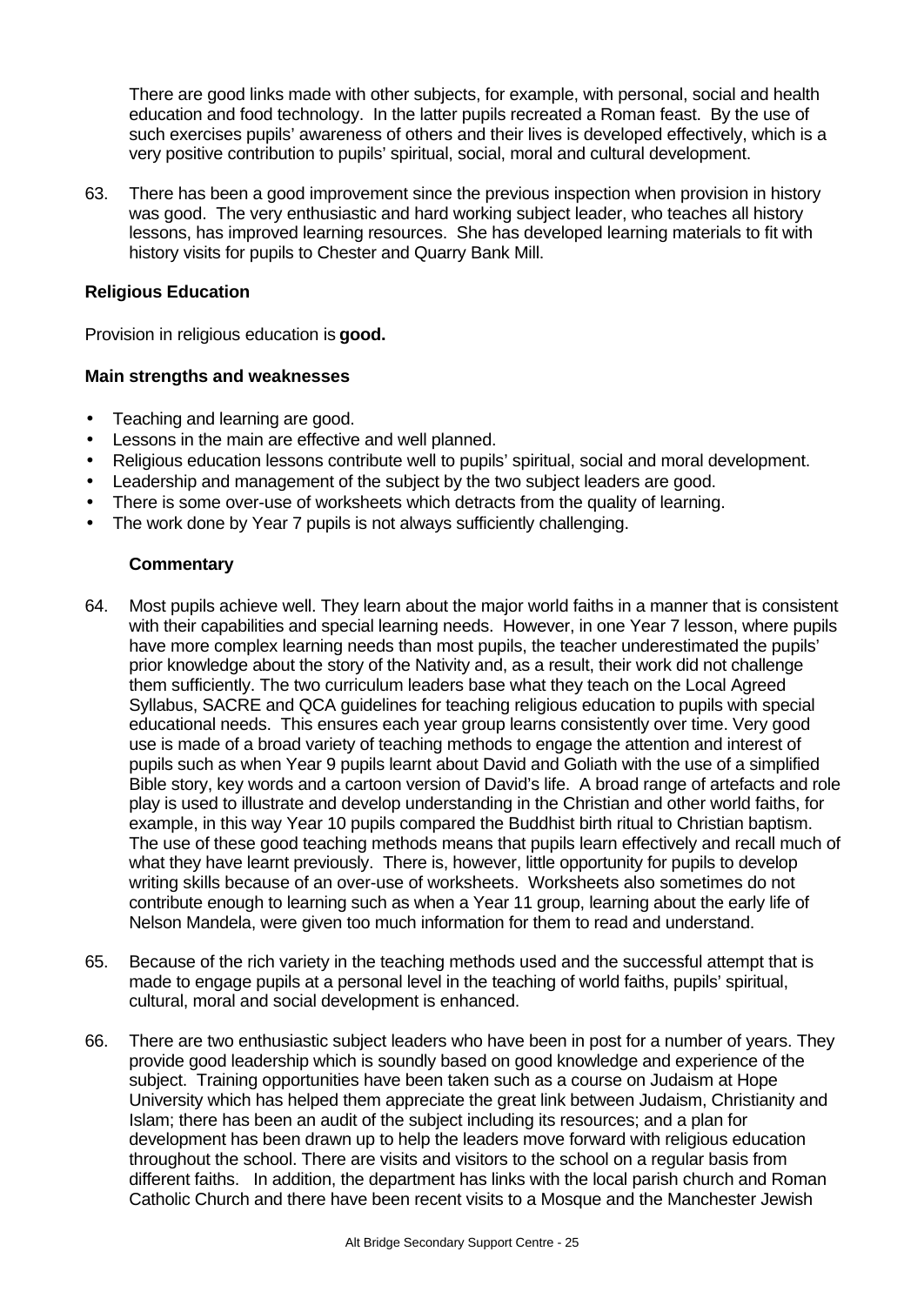There are good links made with other subjects, for example, with personal, social and health education and food technology. In the latter pupils recreated a Roman feast. By the use of such exercises pupils' awareness of others and their lives is developed effectively, which is a very positive contribution to pupils' spiritual, social, moral and cultural development.

63. There has been a good improvement since the previous inspection when provision in history was good. The very enthusiastic and hard working subject leader, who teaches all history lessons, has improved learning resources. She has developed learning materials to fit with history visits for pupils to Chester and Quarry Bank Mill.

### Religious Education

Provision in religious education is **good.**

#### Main strengths and weaknesses

- Teaching and learning are good.
- Lessons in the main are effective and well planned.
- Religious education lessons contribute well to pupils' spiritual, social and moral development.
- Leadership and management of the subject by the two subject leaders are good.
- There is some over-use of worksheets which detracts from the quality of learning.
- The work done by Year 7 pupils is not always sufficiently challenging.

#### Commentary

64. Most pupils achieve well. They learn about the major world faiths in a manner that is consistent with their capabilities and special learning needs. However, in one Year 7 lesson, where pupils have more complex learning needs than most pupils, the teacher underestimated the pupils' prior knowledge about the story of the Nativity and, as a result, their work did not challenge them sufficiently. The two curriculum leaders base what they teach on the Local Agreed Syllabus, SACRE and QCA guidelines for teaching religious education to pupils with special educational needs. This ensures each year group learns consistently over time. Very good use is made of a broad variety of teaching methods to engage the attention and interest of pupils such as when Year 9 pupils learnt about David and Goliath with the use of a simplified Bible story, key words and a cartoon version of David's life. A broad range of artefacts and role play is used to illustrate and develop understanding in the Christian and other world faiths, for example, in this way Year 10 pupils compared the Buddhist birth ritual to Christian baptism. The use of these good teaching methods means that pupils learn effectively and recall much of what they have learnt previously. There is, however, little opportunity for pupils to develop writing skills because of an over-use of worksheets. Worksheets also sometimes do not contribute enough to learning such as when a Year 11 group, learning about the early life of Nelson Mandela, were given too much information for them to read and understand.

65. Because of the rich variety in the teaching methods used and the successful attempt that is made to engage pupils at a personal level in the teaching of world faiths, pupils' spiritual, cultural, moral and social development is enhanced.

66. There are two enthusiastic subject leaders who have been in post for a number of years. They provide good leadership which is soundly based on good knowledge and experience of the subject. Training opportunities have been taken such as a course on Judaism at Hope University which has helped them appreciate the great link between Judaism, Christianity and Islam; there has been an audit of the subject including its resources; and a plan for development has been drawn up to help the leaders move forward with religious education throughout the school. There are visits and visitors to the school on a regular basis from different faiths. In addition, the department has links with the local parish church and Roman Catholic Church and there have been recent visits to a Mosque and the Manchester Jewish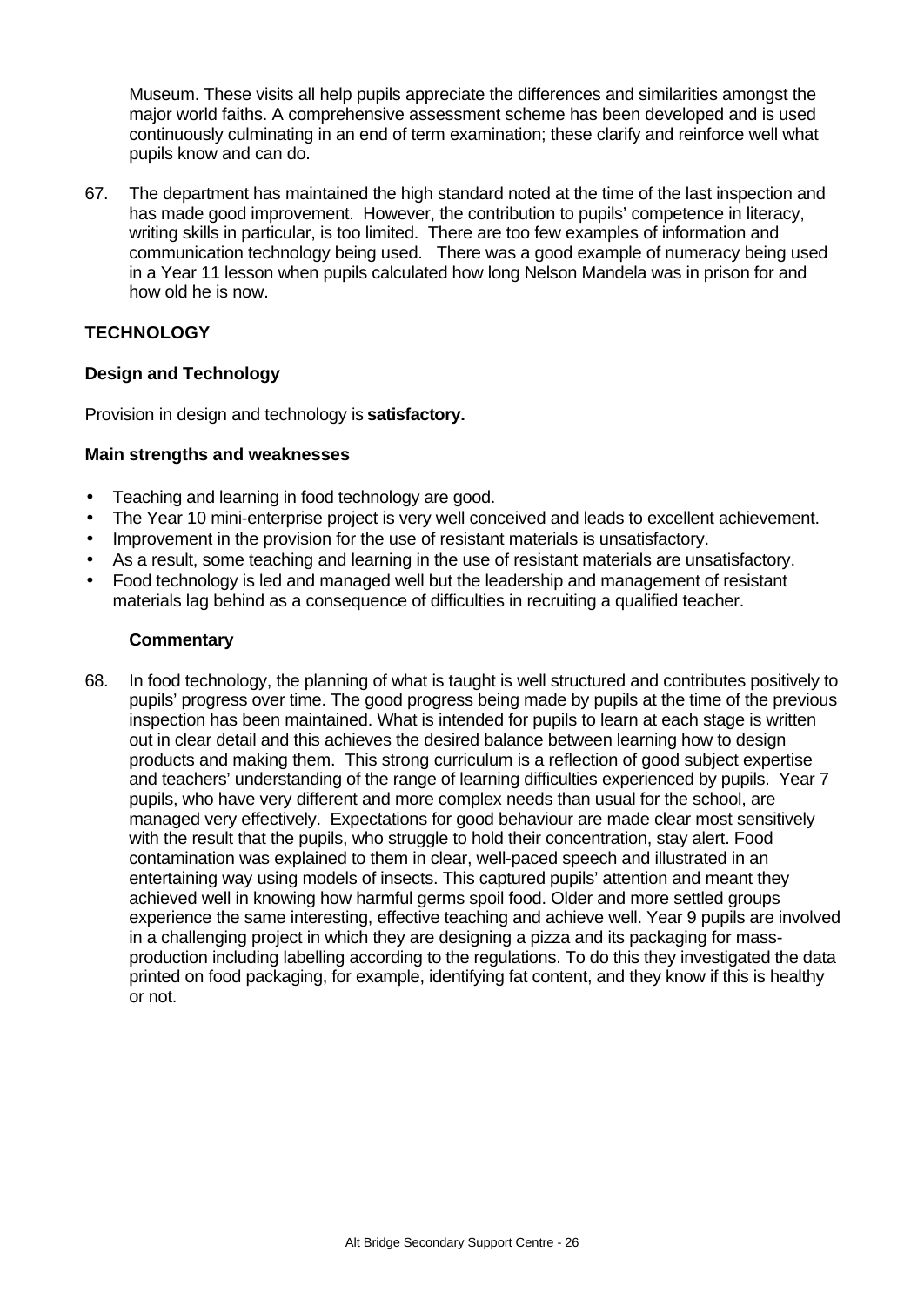Museum. These visits all help pupils appreciate the differences and similarities amongst the major world faiths. A comprehensive assessment scheme has been developed and is used continuously culminating in an end of term examination; these clarify and reinforce well what pupils know and can do.

67. The department has maintained the high standard noted at the time of the last inspection and has made good improvement. However, the contribution to pupils' competence in literacy, writing skills in particular, is too limited. There are too few examples of information and communication technology being used. There was a good example of numeracy being used in a Year 11 lesson when pupils calculated how long Nelson Mandela was in prison for and how old he is now.

## TECHNOLOGY

### Design and Technology

Provision in design and technology is **satisfactory.**

#### Main strengths and weaknesses

- Teaching and learning in food technology are good.
- The Year 10 mini-enterprise project is very well conceived and leads to excellent achievement.
- Improvement in the provision for the use of resistant materials is unsatisfactory.
- As a result, some teaching and learning in the use of resistant materials are unsatisfactory.
- Food technology is led and managed well but the leadership and management of resistant materials lag behind as a consequence of difficulties in recruiting a qualified teacher.

#### Commentary

68. In food technology, the planning of what is taught is well structured and contributes positively to pupils' progress over time. The good progress being made by pupils at the time of the previous inspection has been maintained. What is intended for pupils to learn at each stage is written out in clear detail and this achieves the desired balance between learning how to design products and making them. This strong curriculum is a reflection of good subject expertise and teachers' understanding of the range of learning difficulties experienced by pupils. Year 7 pupils, who have very different and more complex needs than usual for the school, are managed very effectively. Expectations for good behaviour are made clear most sensitively with the result that the pupils, who struggle to hold their concentration, stay alert. Food contamination was explained to them in clear, well-paced speech and illustrated in an entertaining way using models of insects. This captured pupils' attention and meant they achieved well in knowing how harmful germs spoil food. Older and more settled groups experience the same interesting, effective teaching and achieve well. Year 9 pupils are involved in a challenging project in which they are designing a pizza and its packaging for mass-production including labelling according to the regulations. To do this they investigated the data printed on food packaging, for example, identifying fat content, and they know if this is healthy or not.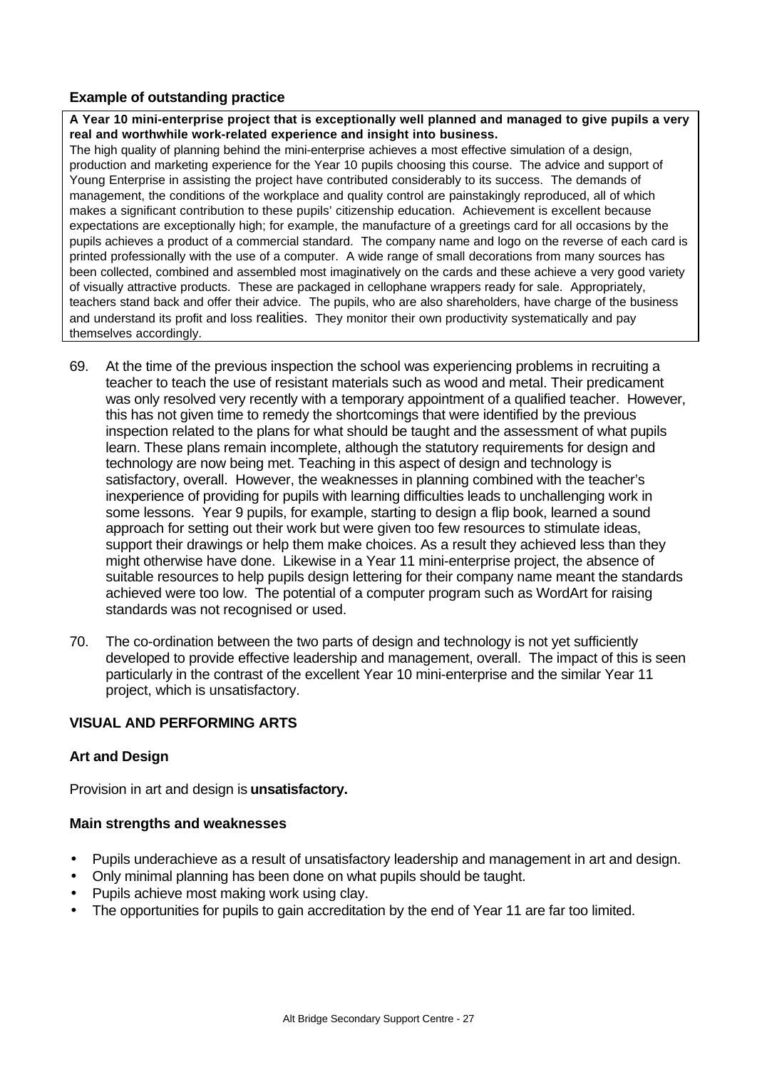**Example of outstanding practice**

**A Year 10 mini-enterprise project that is exceptionally well planned and managed to give pupils a very real and worthwhile work-related experience and insight into business.**

The high quality of planning behind the mini-enterprise achieves a most effective simulation of a design, production and marketing experience for the Year 10 pupils choosing this course. The advice and support of Young Enterprise in assisting the project have contributed considerably to its success. The demands of management, the conditions of the workplace and quality control are painstakingly reproduced, all of which makes a significant contribution to these pupils' citizenship education. Achievement is excellent because expectations are exceptionally high; for example, the manufacture of a greetings card for all occasions by the pupils achieves a product of a commercial standard. The company name and logo on the reverse of each card is printed professionally with the use of a computer. A wide range of small decorations from many sources has been collected, combined and assembled most imaginatively on the cards and these achieve a very good variety of visually attractive products. These are packaged in cellophane wrappers ready for sale. Appropriately, teachers stand back and offer their advice. The pupils, who are also shareholders, have charge of the business and understand its profit and loss realities. They monitor their own productivity systematically and pay themselves accordingly.

69. At the time of the previous inspection the school was experiencing problems in recruiting a teacher to teach the use of resistant materials such as wood and metal. Their predicament was only resolved very recently with a temporary appointment of a qualified teacher. However, this has not given time to remedy the shortcomings that were identified by the previous inspection related to the plans for what should be taught and the assessment of what pupils learn. These plans remain incomplete, although the statutory requirements for design and technology are now being met. Teaching in this aspect of design and technology is satisfactory, overall. However, the weaknesses in planning combined with the teacher's inexperience of providing for pupils with learning difficulties leads to unchallenging work in some lessons. Year 9 pupils, for example, starting to design a flip book, learned a sound approach for setting out their work but were given too few resources to stimulate ideas, support their drawings or help them make choices. As a result they achieved less than they might otherwise have done. Likewise in a Year 11 mini-enterprise project, the absence of suitable resources to help pupils design lettering for their company name meant the standards achieved were too low. The potential of a computer program such as WordArt for raising standards was not recognised or used.

70. The co-ordination between the two parts of design and technology is not yet sufficiently developed to provide effective leadership and management, overall. The impact of this is seen particularly in the contrast of the excellent Year 10 mini-enterprise and the similar Year 11 project, which is unsatisfactory.

## VISUAL AND PERFORMING ARTS

### Art and Design

Provision in art and design is **unsatisfactory.**

**Main strengths and weaknesses**

- Pupils underachieve as a result of unsatisfactory leadership and management in art and design.
- Only minimal planning has been done on what pupils should be taught.
- Pupils achieve most making work using clay.
- The opportunities for pupils to gain accreditation by the end of Year 11 are far too limited.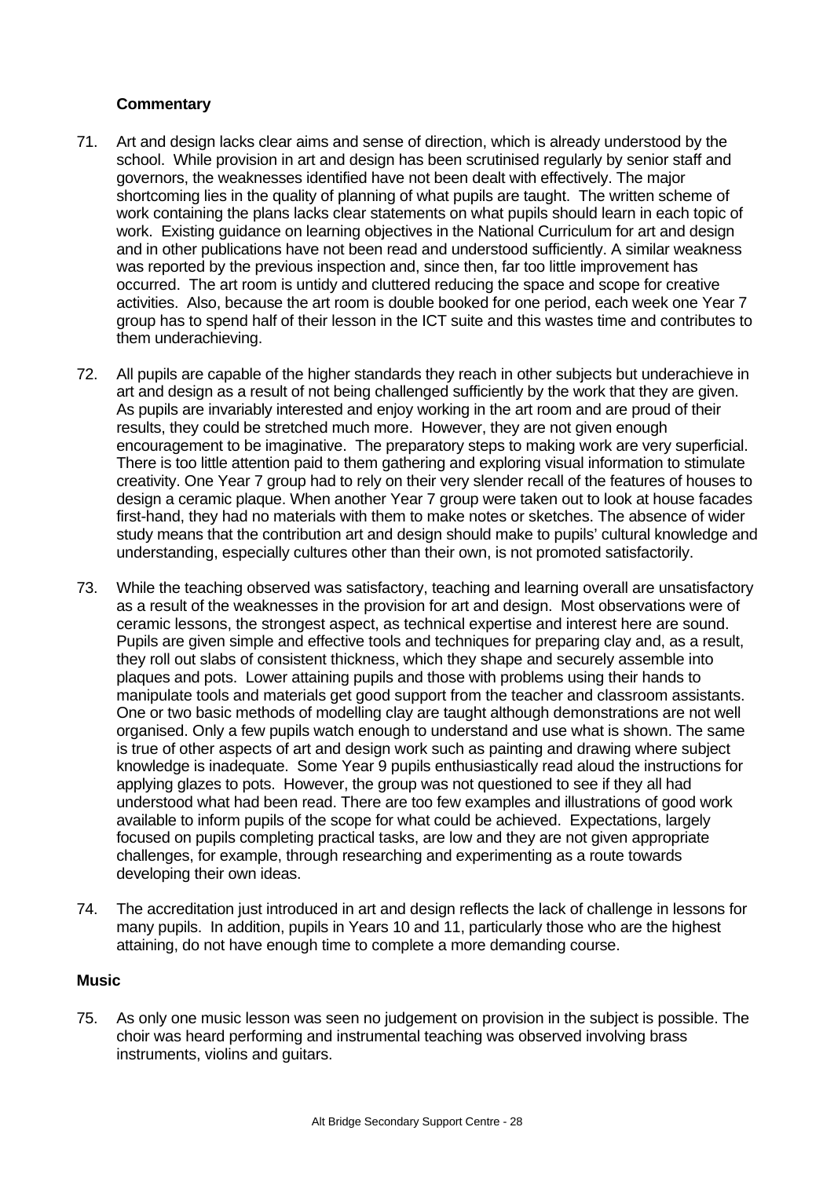**Commentary**

71. Art and design lacks clear aims and sense of direction, which is already understood by the school. While provision in art and design has been scrutinised regularly by senior staff and governors, the weaknesses identified have not been dealt with effectively. The major shortcoming lies in the quality of planning of what pupils are taught. The written scheme of work containing the plans lacks clear statements on what pupils should learn in each topic of work. Existing guidance on learning objectives in the National Curriculum for art and design and in other publications have not been read and understood sufficiently. A similar weakness was reported by the previous inspection and, since then, far too little improvement has occurred. The art room is untidy and cluttered reducing the space and scope for creative activities. Also, because the art room is double booked for one period, each week one Year 7 group has to spend half of their lesson in the ICT suite and this wastes time and contributes to them underachieving.

72. All pupils are capable of the higher standards they reach in other subjects but underachieve in art and design as a result of not being challenged sufficiently by the work that they are given. As pupils are invariably interested and enjoy working in the art room and are proud of their results, they could be stretched much more. However, they are not given enough encouragement to be imaginative. The preparatory steps to making work are very superficial. There is too little attention paid to them gathering and exploring visual information to stimulate creativity. One Year 7 group had to rely on their very slender recall of the features of houses to design a ceramic plaque. When another Year 7 group were taken out to look at house facades first-hand, they had no materials with them to make notes or sketches. The absence of wider study means that the contribution art and design should make to pupils' cultural knowledge and understanding, especially cultures other than their own, is not promoted satisfactorily.

73. While the teaching observed was satisfactory, teaching and learning overall are unsatisfactory as a result of the weaknesses in the provision for art and design. Most observations were of ceramic lessons, the strongest aspect, as technical expertise and interest here are sound. Pupils are given simple and effective tools and techniques for preparing clay and, as a result, they roll out slabs of consistent thickness, which they shape and securely assemble into plaques and pots. Lower attaining pupils and those with problems using their hands to manipulate tools and materials get good support from the teacher and classroom assistants. One or two basic methods of modelling clay are taught although demonstrations are not well organised. Only a few pupils watch enough to understand and use what is shown. The same is true of other aspects of art and design work such as painting and drawing where subject knowledge is inadequate. Some Year 9 pupils enthusiastically read aloud the instructions for applying glazes to pots. However, the group was not questioned to see if they all had understood what had been read. There are too few examples and illustrations of good work available to inform pupils of the scope for what could be achieved. Expectations, largely focused on pupils completing practical tasks, are low and they are not given appropriate challenges, for example, through researching and experimenting as a route towards developing their own ideas.

74. The accreditation just introduced in art and design reflects the lack of challenge in lessons for many pupils. In addition, pupils in Years 10 and 11, particularly those who are the highest attaining, do not have enough time to complete a more demanding course.

**Music**

75. As only one music lesson was seen no judgement on provision in the subject is possible. The choir was heard performing and instrumental teaching was observed involving brass instruments, violins and guitars.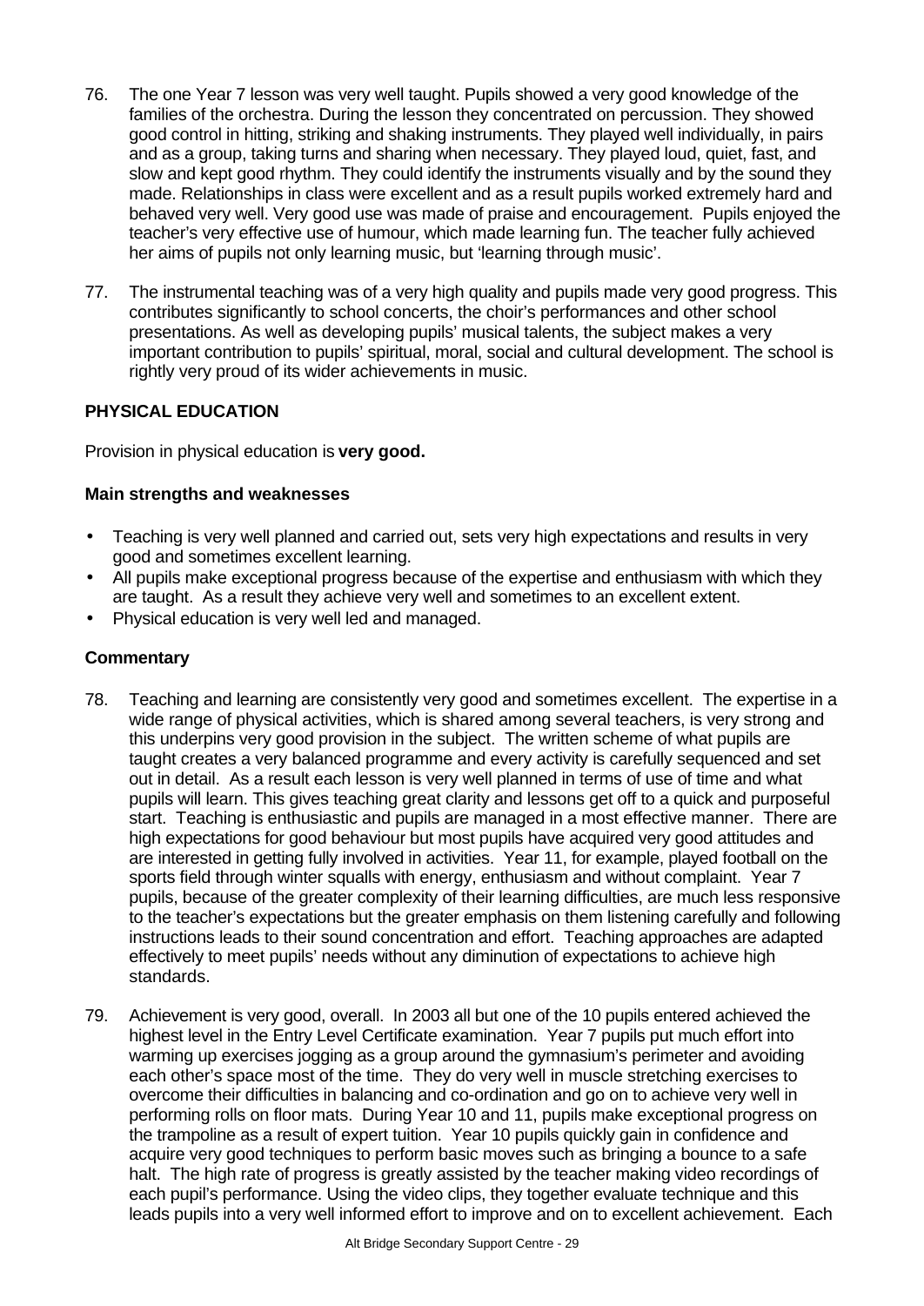76. The one Year 7 lesson was very well taught. Pupils showed a very good knowledge of the families of the orchestra. During the lesson they concentrated on percussion. They showed good control in hitting, striking and shaking instruments. They played well individually, in pairs and as a group, taking turns and sharing when necessary. They played loud, quiet, fast, and slow and kept good rhythm. They could identify the instruments visually and by the sound they made. Relationships in class were excellent and as a result pupils worked extremely hard and behaved very well. Very good use was made of praise and encouragement. Pupils enjoyed the teacher's very effective use of humour, which made learning fun. The teacher fully achieved her aims of pupils not only learning music, but 'learning through music'.

77. The instrumental teaching was of a very high quality and pupils made very good progress. This contributes significantly to school concerts, the choir's performances and other school presentations. As well as developing pupils' musical talents, the subject makes a very important contribution to pupils' spiritual, moral, social and cultural development. The school is rightly very proud of its wider achievements in music.

## PHYSICAL EDUCATION

Provision in physical education is **very good.**

### Main strengths and weaknesses

- Teaching is very well planned and carried out, sets very high expectations and results in very good and sometimes excellent learning.
- All pupils make exceptional progress because of the expertise and enthusiasm with which they are taught. As a result they achieve very well and sometimes to an excellent extent.
- Physical education is very well led and managed.

### Commentary

78. Teaching and learning are consistently very good and sometimes excellent. The expertise in a wide range of physical activities, which is shared among several teachers, is very strong and this underpins very good provision in the subject. The written scheme of what pupils are taught creates a very balanced programme and every activity is carefully sequenced and set out in detail. As a result each lesson is very well planned in terms of use of time and what pupils will learn. This gives teaching great clarity and lessons get off to a quick and purposeful start. Teaching is enthusiastic and pupils are managed in a most effective manner. There are high expectations for good behaviour but most pupils have acquired very good attitudes and are interested in getting fully involved in activities. Year 11, for example, played football on the sports field through winter squalls with energy, enthusiasm and without complaint. Year 7 pupils, because of the greater complexity of their learning difficulties, are much less responsive to the teacher's expectations but the greater emphasis on them listening carefully and following instructions leads to their sound concentration and effort. Teaching approaches are adapted effectively to meet pupils' needs without any diminution of expectations to achieve high standards.

79. Achievement is very good, overall. In 2003 all but one of the 10 pupils entered achieved the highest level in the Entry Level Certificate examination. Year 7 pupils put much effort into warming up exercises jogging as a group around the gymnasium's perimeter and avoiding each other's space most of the time. They do very well in muscle stretching exercises to overcome their difficulties in balancing and co-ordination and go on to achieve very well in performing rolls on floor mats. During Year 10 and 11, pupils make exceptional progress on the trampoline as a result of expert tuition. Year 10 pupils quickly gain in confidence and acquire very good techniques to perform basic moves such as bringing a bounce to a safe halt. The high rate of progress is greatly assisted by the teacher making video recordings of each pupil's performance. Using the video clips, they together evaluate technique and this leads pupils into a very well informed effort to improve and on to excellent achievement. Each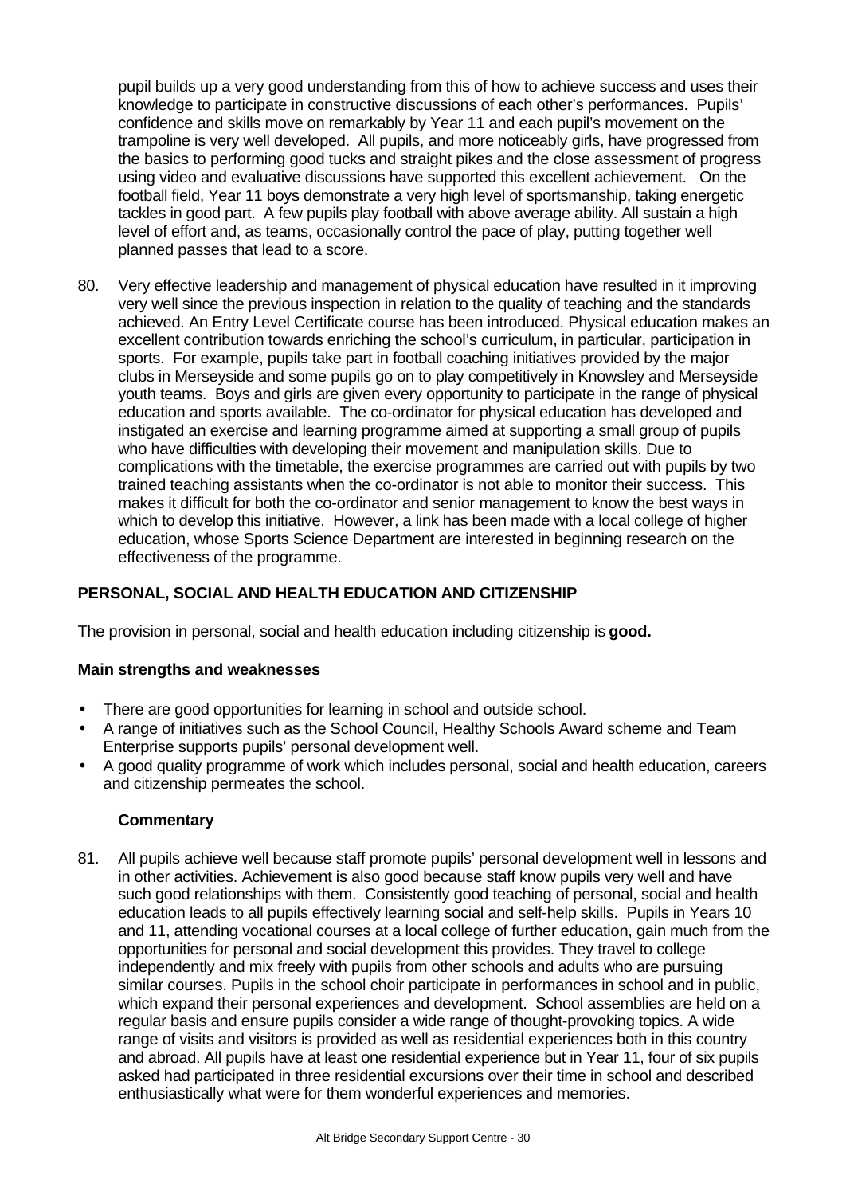pupil builds up a very good understanding from this of how to achieve success and uses their knowledge to participate in constructive discussions of each other's performances. Pupils' confidence and skills move on remarkably by Year 11 and each pupil's movement on the trampoline is very well developed. All pupils, and more noticeably girls, have progressed from the basics to performing good tucks and straight pikes and the close assessment of progress using video and evaluative discussions have supported this excellent achievement. On the football field, Year 11 boys demonstrate a very high level of sportsmanship, taking energetic tackles in good part. A few pupils play football with above average ability. All sustain a high level of effort and, as teams, occasionally control the pace of play, putting together well planned passes that lead to a score.

80. Very effective leadership and management of physical education have resulted in it improving very well since the previous inspection in relation to the quality of teaching and the standards achieved. An Entry Level Certificate course has been introduced. Physical education makes an excellent contribution towards enriching the school's curriculum, in particular, participation in sports. For example, pupils take part in football coaching initiatives provided by the major clubs in Merseyside and some pupils go on to play competitively in Knowsley and Merseyside youth teams. Boys and girls are given every opportunity to participate in the range of physical education and sports available. The co-ordinator for physical education has developed and instigated an exercise and learning programme aimed at supporting a small group of pupils who have difficulties with developing their movement and manipulation skills. Due to complications with the timetable, the exercise programmes are carried out with pupils by two trained teaching assistants when the co-ordinator is not able to monitor their success. This makes it difficult for both the co-ordinator and senior management to know the best ways in which to develop this initiative. However, a link has been made with a local college of higher education, whose Sports Science Department are interested in beginning research on the effectiveness of the programme.

## PERSONAL, SOCIAL AND HEALTH EDUCATION AND CITIZENSHIP

The provision in personal, social and health education including citizenship is **good.**

### Main strengths and weaknesses

- There are good opportunities for learning in school and outside school.
- A range of initiatives such as the School Council, Healthy Schools Award scheme and Team Enterprise supports pupils' personal development well.
- A good quality programme of work which includes personal, social and health education, careers and citizenship permeates the school.

### Commentary

81. All pupils achieve well because staff promote pupils' personal development well in lessons and in other activities. Achievement is also good because staff know pupils very well and have such good relationships with them. Consistently good teaching of personal, social and health education leads to all pupils effectively learning social and self-help skills. Pupils in Years 10 and 11, attending vocational courses at a local college of further education, gain much from the opportunities for personal and social development this provides. They travel to college independently and mix freely with pupils from other schools and adults who are pursuing similar courses. Pupils in the school choir participate in performances in school and in public, which expand their personal experiences and development. School assemblies are held on a regular basis and ensure pupils consider a wide range of thought-provoking topics. A wide range of visits and visitors is provided as well as residential experiences both in this country and abroad. All pupils have at least one residential experience but in Year 11, four of six pupils asked had participated in three residential excursions over their time in school and described enthusiastically what were for them wonderful experiences and memories.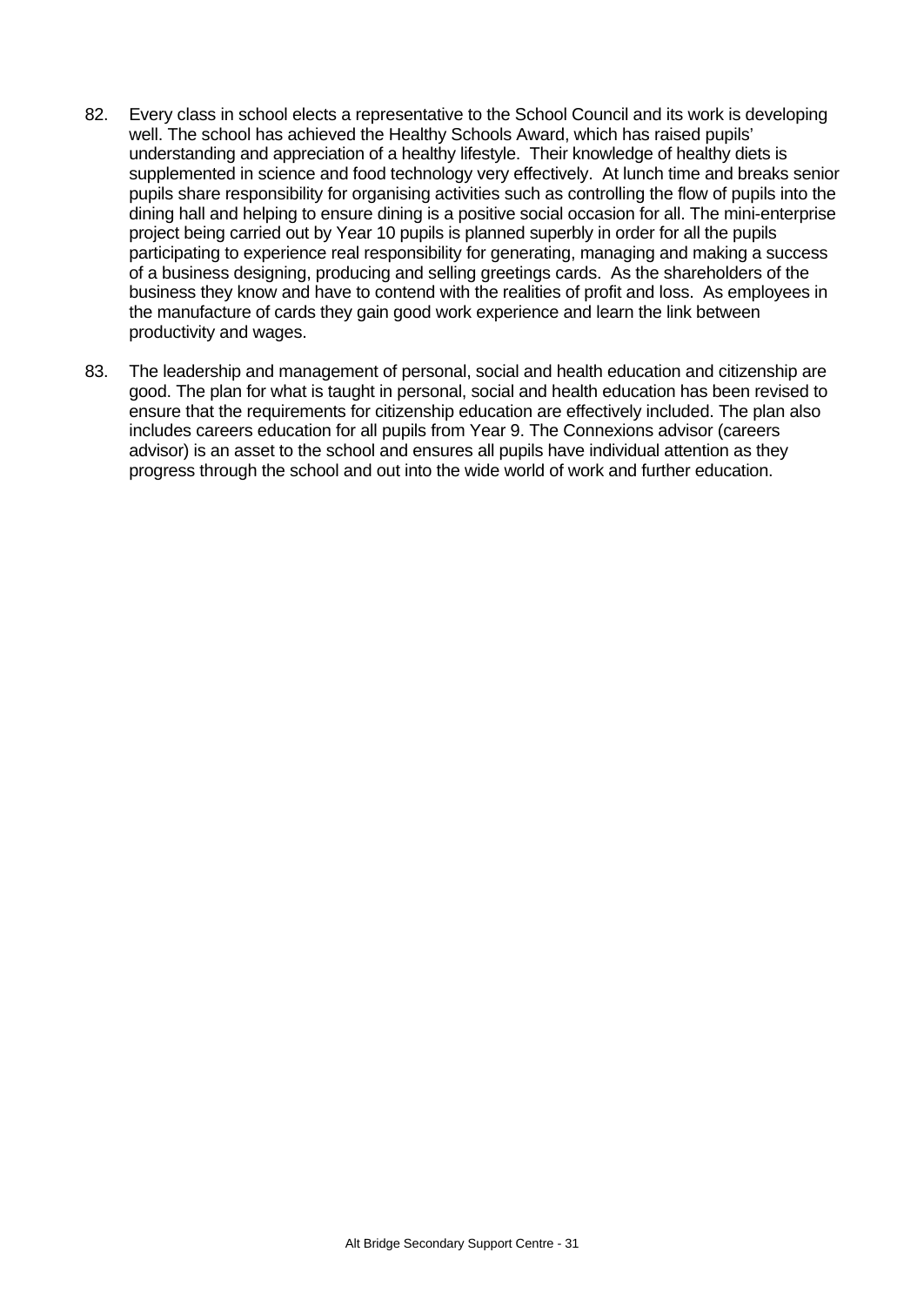82. Every class in school elects a representative to the School Council and its work is developing well. The school has achieved the Healthy Schools Award, which has raised pupils' understanding and appreciation of a healthy lifestyle. Their knowledge of healthy diets is supplemented in science and food technology very effectively. At lunch time and breaks senior pupils share responsibility for organising activities such as controlling the flow of pupils into the dining hall and helping to ensure dining is a positive social occasion for all. The mini-enterprise project being carried out by Year 10 pupils is planned superbly in order for all the pupils participating to experience real responsibility for generating, managing and making a success of a business designing, producing and selling greetings cards. As the shareholders of the business they know and have to contend with the realities of profit and loss. As employees in the manufacture of cards they gain good work experience and learn the link between productivity and wages.

83. The leadership and management of personal, social and health education and citizenship are good. The plan for what is taught in personal, social and health education has been revised to ensure that the requirements for citizenship education are effectively included. The plan also includes careers education for all pupils from Year 9. The Connexions advisor (careers advisor) is an asset to the school and ensures all pupils have individual attention as they progress through the school and out into the wide world of work and further education.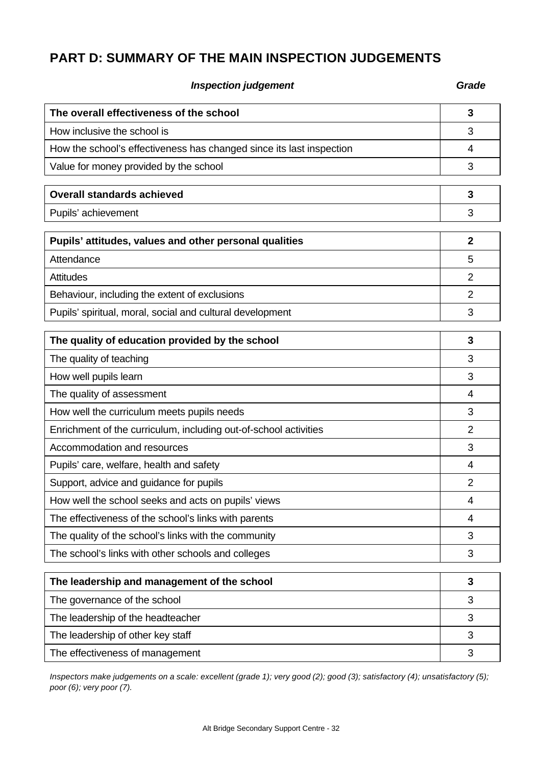# PART D: SUMMARY OF THE MAIN INSPECTION JUDGEMENTS

| *Inspection judgement* | *Grade* |
|---|---|
| **The overall effectiveness of the school** | **3** |
| How inclusive the school is | 3 |
| How the school's effectiveness has changed since its last inspection | 4 |
| Value for money provided by the school | 3 |
| **Overall standards achieved** | **3** |
| Pupils' achievement | 3 |
| **Pupils' attitudes, values and other personal qualities** | **2** |
| Attendance | 5 |
| Attitudes | 2 |
| Behaviour, including the extent of exclusions | 2 |
| Pupils' spiritual, moral, social and cultural development | 3 |
| **The quality of education provided by the school** | **3** |
| The quality of teaching | 3 |
| How well pupils learn | 3 |
| The quality of assessment | 4 |
| How well the curriculum meets pupils needs | 3 |
| Enrichment of the curriculum, including out-of-school activities | 2 |
| Accommodation and resources | 3 |
| Pupils' care, welfare, health and safety | 4 |
| Support, advice and guidance for pupils | 2 |
| How well the school seeks and acts on pupils' views | 4 |
| The effectiveness of the school's links with parents | 4 |
| The quality of the school's links with the community | 3 |
| The school's links with other schools and colleges | 3 |
| **The leadership and management of the school** | **3** |
| The governance of the school | 3 |
| The leadership of the headteacher | 3 |
| The leadership of other key staff | 3 |
| The effectiveness of management | 3 |

*Inspectors make judgements on a scale: excellent (grade 1); very good (2); good (3); satisfactory (4); unsatisfactory (5); poor (6); very poor (7).*